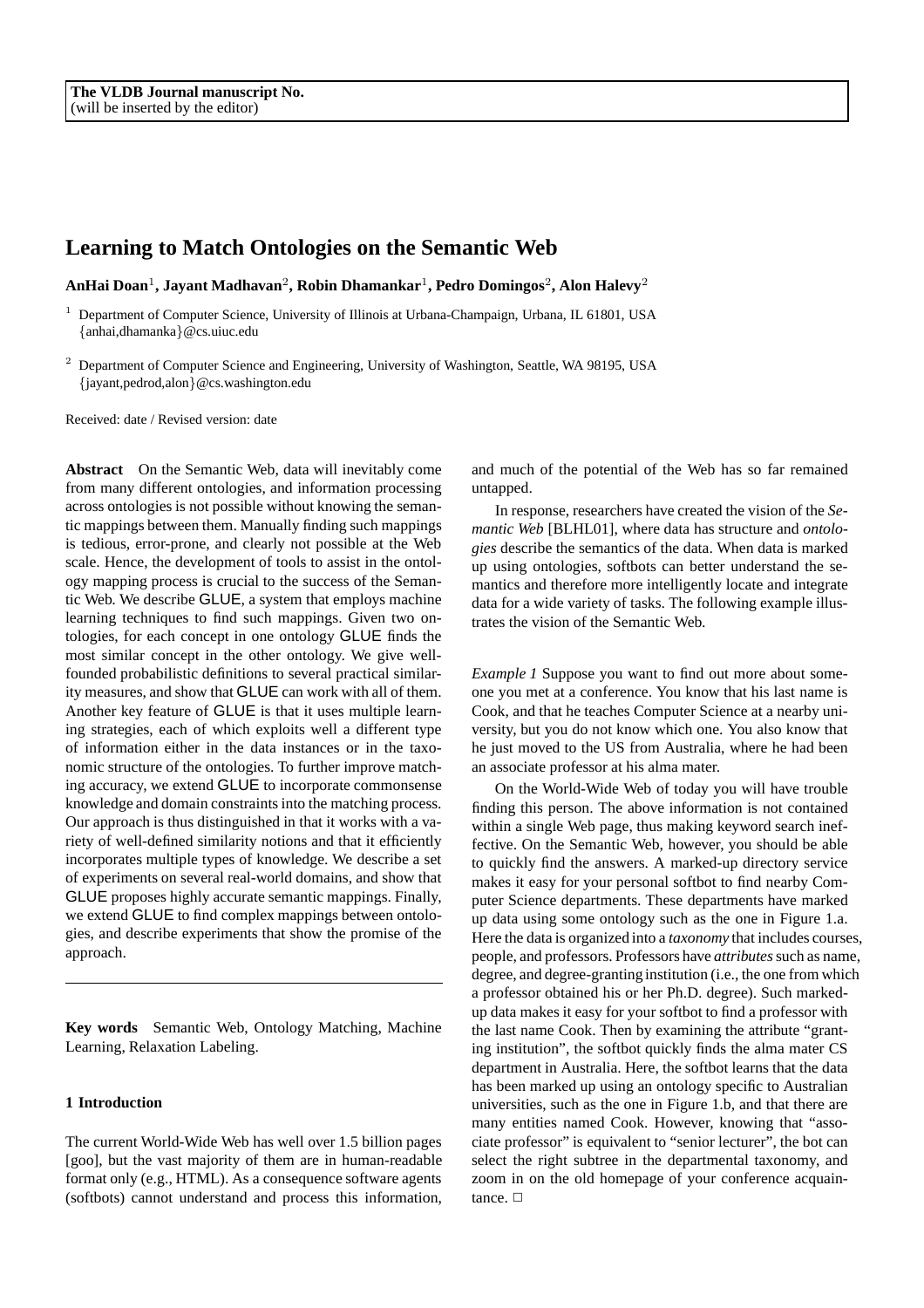The VLDB Journal manuscript No.
(will be inserted by the editor)

# Learning to Match Ontologies on the Semantic Web

**AnHai Doan[1], Jayant Madhavan[2], Robin Dhamankar[1], Pedro Domingos[2], Alon Halevy[2]**

[1] Department of Computer Science, University of Illinois at Urbana-Champaign, Urbana, IL 61801, USA
{anhai,dhamanka}@cs.uiuc.edu

[2] Department of Computer Science and Engineering, University of Washington, Seattle, WA 98195, USA
{jayant,pedrod,alon}@cs.washington.edu

Received: date / Revised version: date

**Abstract** On the Semantic Web, data will inevitably come from many different ontologies, and information processing across ontologies is not possible without knowing the semantic mappings between them. Manually finding such mappings is tedious, error-prone, and clearly not possible at the Web scale. Hence, the development of tools to assist in the ontology mapping process is crucial to the success of the Semantic Web. We describe GLUE, a system that employs machine learning techniques to find such mappings. Given two ontologies, for each concept in one ontology GLUE finds the most similar concept in the other ontology. We give well-founded probabilistic definitions to several practical similarity measures, and show that GLUE can work with all of them. Another key feature of GLUE is that it uses multiple learning strategies, each of which exploits well a different type of information either in the data instances or in the taxonomic structure of the ontologies. To further improve matching accuracy, we extend GLUE to incorporate commonsense knowledge and domain constraints into the matching process. Our approach is thus distinguished in that it works with a variety of well-defined similarity notions and that it efficiently incorporates multiple types of knowledge. We describe a set of experiments on several real-world domains, and show that GLUE proposes highly accurate semantic mappings. Finally, we extend GLUE to find complex mappings between ontologies, and describe experiments that show the promise of the approach.

**Key words** Semantic Web, Ontology Matching, Machine Learning, Relaxation Labeling.

## 1 Introduction

The current World-Wide Web has well over 1.5 billion pages [goo], but the vast majority of them are in human-readable format only (e.g., HTML). As a consequence software agents (softbots) cannot understand and process this information, and much of the potential of the Web has so far remained untapped.

In response, researchers have created the vision of the *Semantic Web* [BLHL01], where data has structure and *ontologies* describe the semantics of the data. When data is marked up using ontologies, softbots can better understand the semantics and therefore more intelligently locate and integrate data for a wide variety of tasks. The following example illustrates the vision of the Semantic Web.

*Example 1* Suppose you want to find out more about someone you met at a conference. You know that his last name is Cook, and that he teaches Computer Science at a nearby university, but you do not know which one. You also know that he just moved to the US from Australia, where he had been an associate professor at his alma mater.

On the World-Wide Web of today you will have trouble finding this person. The above information is not contained within a single Web page, thus making keyword search ineffective. On the Semantic Web, however, you should be able to quickly find the answers. A marked-up directory service makes it easy for your personal softbot to find nearby Computer Science departments. These departments have marked up data using some ontology such as the one in Figure 1.a. Here the data is organized into a *taxonomy* that includes courses, people, and professors. Professors have *attributes* such as name, degree, and degree-granting institution (i.e., the one from which a professor obtained his or her Ph.D. degree). Such marked-up data makes it easy for your softbot to find a professor with the last name Cook. Then by examining the attribute "granting institution", the softbot quickly finds the alma mater CS department in Australia. Here, the softbot learns that the data has been marked up using an ontology specific to Australian universities, such as the one in Figure 1.b, and that there are many entities named Cook. However, knowing that "associate professor" is equivalent to "senior lecturer", the bot can select the right subtree in the departmental taxonomy, and zoom in on the old homepage of your conference acquaintance. □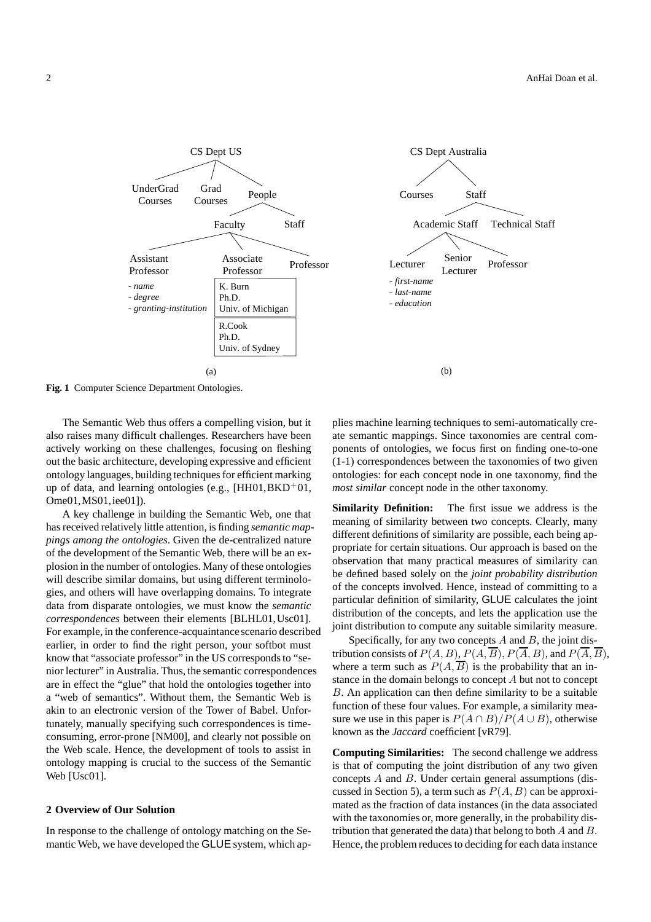CS Dept US

UnderGrad Courses

Grad Courses

People

Faculty

Staff

Assistant Professor

- *name*
- *degree*
- *granting-institution*

Associate Professor

K. Burn
Ph.D.
Univ. of Michigan

R.Cook
Ph.D.
Univ. of Sydney

Professor

(a)

CS Dept Australia

Courses

Staff

Academic Staff

Technical Staff

Lecturer

- *first-name*
- *last-name*
- *education*

Senior Lecturer

Professor

(b)

**Fig. 1** Computer Science Department Ontologies.

The Semantic Web thus offers a compelling vision, but it also raises many difficult challenges. Researchers have been actively working on these challenges, focusing on fleshing out the basic architecture, developing expressive and efficient ontology languages, building techniques for efficient marking up of data, and learning ontologies (e.g., [HH01,BKD$^+$01, Ome01,MS01,iee01]).

A key challenge in building the Semantic Web, one that has received relatively little attention, is finding *semantic mappings among the ontologies*. Given the de-centralized nature of the development of the Semantic Web, there will be an explosion in the number of ontologies. Many of these ontologies will describe similar domains, but using different terminologies, and others will have overlapping domains. To integrate data from disparate ontologies, we must know the *semantic correspondences* between their elements [BLHL01,Usc01]. For example, in the conference-acquaintance scenario described earlier, in order to find the right person, your softbot must know that "associate professor" in the US corresponds to "senior lecturer" in Australia. Thus, the semantic correspondences are in effect the "glue" that hold the ontologies together into a "web of semantics". Without them, the Semantic Web is akin to an electronic version of the Tower of Babel. Unfortunately, manually specifying such correspondences is time-consuming, error-prone [NM00], and clearly not possible on the Web scale. Hence, the development of tools to assist in ontology mapping is crucial to the success of the Semantic Web [Usc01].

## 2 Overview of Our Solution

In response to the challenge of ontology matching on the Semantic Web, we have developed the GLUE system, which applies machine learning techniques to semi-automatically create semantic mappings. Since taxonomies are central components of ontologies, we focus first on finding one-to-one (1-1) correspondences between the taxonomies of two given ontologies: for each concept node in one taxonomy, find the *most similar* concept node in the other taxonomy.

**Similarity Definition:** The first issue we address is the meaning of similarity between two concepts. Clearly, many different definitions of similarity are possible, each being appropriate for certain situations. Our approach is based on the observation that many practical measures of similarity can be defined based solely on the *joint probability distribution* of the concepts involved. Hence, instead of committing to a particular definition of similarity, GLUE calculates the joint distribution of the concepts, and lets the application use the joint distribution to compute any suitable similarity measure.

Specifically, for any two concepts $A$ and $B$, the joint distribution consists of $P(A,B)$, $P(A,\overline{B})$, $P(\overline{A},B)$, and $P(\overline{A},\overline{B})$, where a term such as $P(A,\overline{B})$ is the probability that an instance in the domain belongs to concept $A$ but not to concept $B$. An application can then define similarity to be a suitable function of these four values. For example, a similarity measure we use in this paper is $P(A \cap B)/P(A \cup B)$, otherwise known as the *Jaccard* coefficient [vR79].

**Computing Similarities:** The second challenge we address is that of computing the joint distribution of any two given concepts $A$ and $B$. Under certain general assumptions (discussed in Section 5), a term such as $P(A,B)$ can be approximated as the fraction of data instances (in the data associated with the taxonomies or, more generally, in the probability distribution that generated the data) that belong to both $A$ and $B$. Hence, the problem reduces to deciding for each data instance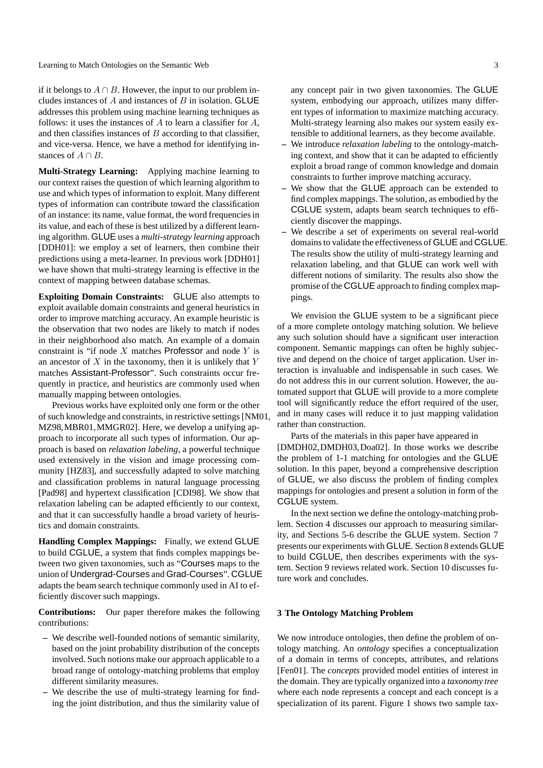if it belongs to $A \cap B$. However, the input to our problem includes instances of $A$ and instances of $B$ in isolation. GLUE addresses this problem using machine learning techniques as follows: it uses the instances of $A$ to learn a classifier for $A$, and then classifies instances of $B$ according to that classifier, and vice-versa. Hence, we have a method for identifying instances of $A \cap B$.

**Multi-Strategy Learning:** Applying machine learning to our context raises the question of which learning algorithm to use and which types of information to exploit. Many different types of information can contribute toward the classification of an instance: its name, value format, the word frequencies in its value, and each of these is best utilized by a different learning algorithm. GLUE uses a *multi-strategy learning* approach [DDH01]: we employ a set of learners, then combine their predictions using a meta-learner. In previous work [DDH01] we have shown that multi-strategy learning is effective in the context of mapping between database schemas.

**Exploiting Domain Constraints:** GLUE also attempts to exploit available domain constraints and general heuristics in order to improve matching accuracy. An example heuristic is the observation that two nodes are likely to match if nodes in their neighborhood also match. An example of a domain constraint is "if node $X$ matches Professor and node $Y$ is an ancestor of $X$ in the taxonomy, then it is unlikely that $Y$ matches Assistant-Professor". Such constraints occur frequently in practice, and heuristics are commonly used when manually mapping between ontologies.

Previous works have exploited only one form or the other of such knowledge and constraints, in restrictive settings [NM01, MZ98, MBR01, MMGR02]. Here, we develop a unifying approach to incorporate all such types of information. Our approach is based on *relaxation labeling*, a powerful technique used extensively in the vision and image processing community [HZ83], and successfully adapted to solve matching and classification problems in natural language processing [Pad98] and hypertext classification [CDI98]. We show that relaxation labeling can be adapted efficiently to our context, and that it can successfully handle a broad variety of heuristics and domain constraints.

**Handling Complex Mappings:** Finally, we extend GLUE to build CGLUE, a system that finds complex mappings between two given taxonomies, such as "Courses maps to the union of Undergrad-Courses and Grad-Courses". CGLUE adapts the beam search technique commonly used in AI to efficiently discover such mappings.

**Contributions:** Our paper therefore makes the following contributions:

- We describe well-founded notions of semantic similarity, based on the joint probability distribution of the concepts involved. Such notions make our approach applicable to a broad range of ontology-matching problems that employ different similarity measures.
- We describe the use of multi-strategy learning for finding the joint distribution, and thus the similarity value of any concept pair in two given taxonomies. The GLUE system, embodying our approach, utilizes many different types of information to maximize matching accuracy. Multi-strategy learning also makes our system easily extensible to additional learners, as they become available.
- We introduce *relaxation labeling* to the ontology-matching context, and show that it can be adapted to efficiently exploit a broad range of common knowledge and domain constraints to further improve matching accuracy.
- We show that the GLUE approach can be extended to find complex mappings. The solution, as embodied by the CGLUE system, adapts beam search techniques to efficiently discover the mappings.
- We describe a set of experiments on several real-world domains to validate the effectiveness of GLUE and CGLUE. The results show the utility of multi-strategy learning and relaxation labeling, and that GLUE can work well with different notions of similarity. The results also show the promise of the CGLUE approach to finding complex mappings.

We envision the GLUE system to be a significant piece of a more complete ontology matching solution. We believe any such solution should have a significant user interaction component. Semantic mappings can often be highly subjective and depend on the choice of target application. User interaction is invaluable and indispensable in such cases. We do not address this in our current solution. However, the automated support that GLUE will provide to a more complete tool will significantly reduce the effort required of the user, and in many cases will reduce it to just mapping validation rather than construction.

Parts of the materials in this paper have appeared in [DMDH02, DMDH03, Doa02]. In those works we describe the problem of 1-1 matching for ontologies and the GLUE solution. In this paper, beyond a comprehensive description of GLUE, we also discuss the problem of finding complex mappings for ontologies and present a solution in form of the CGLUE system.

In the next section we define the ontology-matching problem. Section 4 discusses our approach to measuring similarity, and Sections 5-6 describe the GLUE system. Section 7 presents our experiments with GLUE. Section 8 extends GLUE to build CGLUE, then describes experiments with the system. Section 9 reviews related work. Section 10 discusses future work and concludes.

## 3 The Ontology Matching Problem

We now introduce ontologies, then define the problem of ontology matching. An *ontology* specifies a conceptualization of a domain in terms of concepts, attributes, and relations [Fen01]. The *concepts* provided model entities of interest in the domain. They are typically organized into a *taxonomy tree* where each node represents a concept and each concept is a specialization of its parent. Figure 1 shows two sample tax-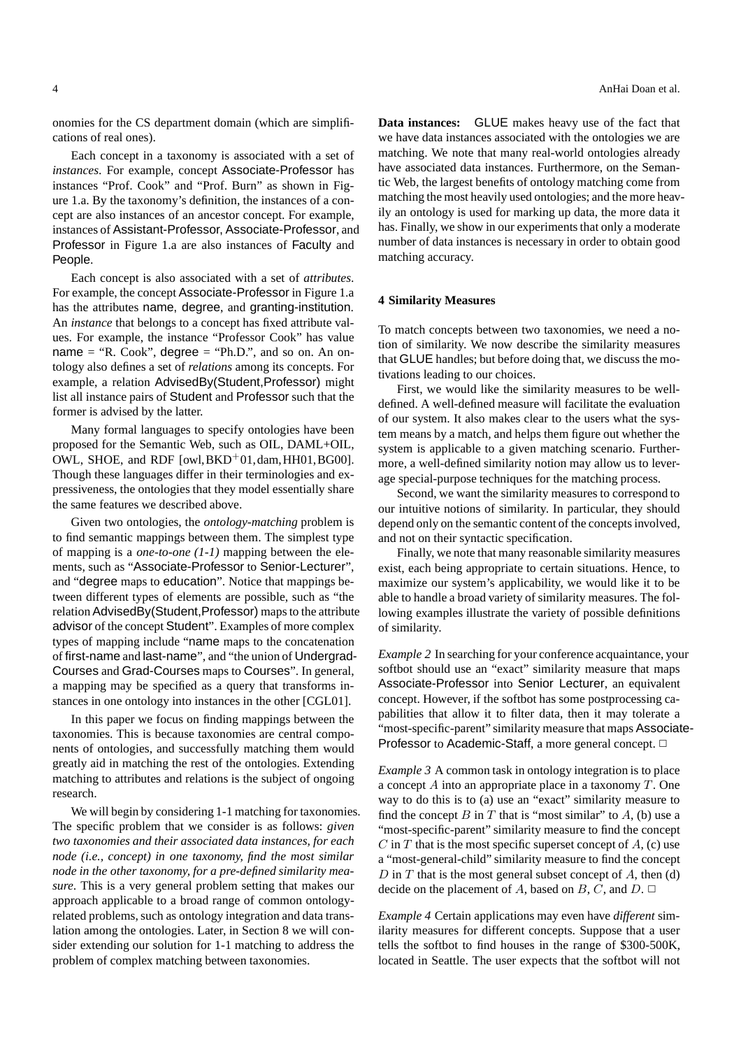onomies for the CS department domain (which are simplifications of real ones).

Each concept in a taxonomy is associated with a set of *instances*. For example, concept Associate-Professor has instances "Prof. Cook" and "Prof. Burn" as shown in Figure 1.a. By the taxonomy's definition, the instances of a concept are also instances of an ancestor concept. For example, instances of Assistant-Professor, Associate-Professor, and Professor in Figure 1.a are also instances of Faculty and People.

Each concept is also associated with a set of *attributes*. For example, the concept Associate-Professor in Figure 1.a has the attributes name, degree, and granting-institution. An *instance* that belongs to a concept has fixed attribute values. For example, the instance "Professor Cook" has value name = "R. Cook", degree = "Ph.D.", and so on. An ontology also defines a set of *relations* among its concepts. For example, a relation AdvisedBy(Student,Professor) might list all instance pairs of Student and Professor such that the former is advised by the latter.

Many formal languages to specify ontologies have been proposed for the Semantic Web, such as OIL, DAML+OIL, OWL, SHOE, and RDF [owl, BKD$^+$01, dam, HH01, BG00]. Though these languages differ in their terminologies and expressiveness, the ontologies that they model essentially share the same features we described above.

Given two ontologies, the *ontology-matching* problem is to find semantic mappings between them. The simplest type of mapping is a *one-to-one (1-1)* mapping between the elements, such as "Associate-Professor to Senior-Lecturer", and "degree maps to education". Notice that mappings between different types of elements are possible, such as "the relation AdvisedBy(Student,Professor) maps to the attribute advisor of the concept Student". Examples of more complex types of mapping include "name maps to the concatenation of first-name and last-name", and "the union of Undergrad-Courses and Grad-Courses maps to Courses". In general, a mapping may be specified as a query that transforms instances in one ontology into instances in the other [CGL01].

In this paper we focus on finding mappings between the taxonomies. This is because taxonomies are central components of ontologies, and successfully matching them would greatly aid in matching the rest of the ontologies. Extending matching to attributes and relations is the subject of ongoing research.

We will begin by considering 1-1 matching for taxonomies. The specific problem that we consider is as follows: *given two taxonomies and their associated data instances, for each node (i.e., concept) in one taxonomy, find the most similar node in the other taxonomy, for a pre-defined similarity measure*. This is a very general problem setting that makes our approach applicable to a broad range of common ontology-related problems, such as ontology integration and data translation among the ontologies. Later, in Section 8 we will consider extending our solution for 1-1 matching to address the problem of complex matching between taxonomies.

**Data instances:** GLUE makes heavy use of the fact that we have data instances associated with the ontologies we are matching. We note that many real-world ontologies already have associated data instances. Furthermore, on the Semantic Web, the largest benefits of ontology matching come from matching the most heavily used ontologies; and the more heavily an ontology is used for marking up data, the more data it has. Finally, we show in our experiments that only a moderate number of data instances is necessary in order to obtain good matching accuracy.

## 4 Similarity Measures

To match concepts between two taxonomies, we need a notion of similarity. We now describe the similarity measures that GLUE handles; but before doing that, we discuss the motivations leading to our choices.

First, we would like the similarity measures to be well-defined. A well-defined measure will facilitate the evaluation of our system. It also makes clear to the users what the system means by a match, and helps them figure out whether the system is applicable to a given matching scenario. Furthermore, a well-defined similarity notion may allow us to leverage special-purpose techniques for the matching process.

Second, we want the similarity measures to correspond to our intuitive notions of similarity. In particular, they should depend only on the semantic content of the concepts involved, and not on their syntactic specification.

Finally, we note that many reasonable similarity measures exist, each being appropriate to certain situations. Hence, to maximize our system's applicability, we would like it to be able to handle a broad variety of similarity measures. The following examples illustrate the variety of possible definitions of similarity.

*Example 2* In searching for your conference acquaintance, your softbot should use an "exact" similarity measure that maps Associate-Professor into Senior Lecturer, an equivalent concept. However, if the softbot has some postprocessing capabilities that allow it to filter data, then it may tolerate a "most-specific-parent" similarity measure that maps Associate-Professor to Academic-Staff, a more general concept. □

*Example 3* A common task in ontology integration is to place a concept $A$ into an appropriate place in a taxonomy $T$. One way to do this is to (a) use an "exact" similarity measure to find the concept $B$ in $T$ that is "most similar" to $A$, (b) use a "most-specific-parent" similarity measure to find the concept $C$ in $T$ that is the most specific superset concept of $A$, (c) use a "most-general-child" similarity measure to find the concept $D$ in $T$ that is the most general subset concept of $A$, then (d) decide on the placement of $A$, based on $B$, $C$, and $D$. □

*Example 4* Certain applications may even have *different* similarity measures for different concepts. Suppose that a user tells the softbot to find houses in the range of $300-500K, located in Seattle. The user expects that the softbot will not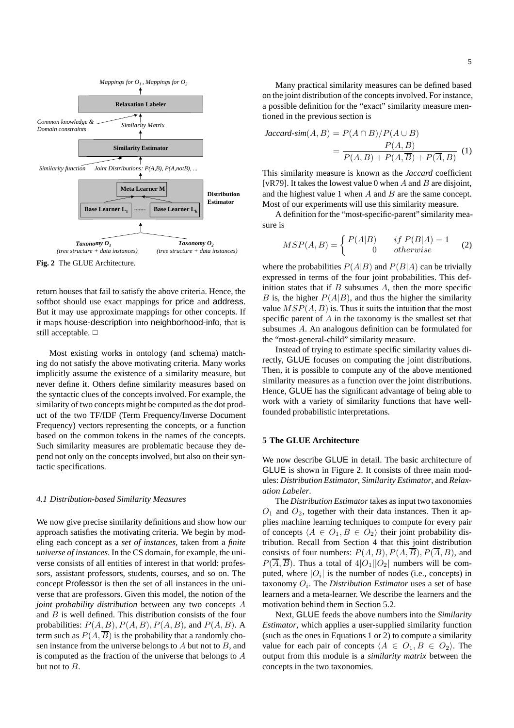Mappings for $O_1$, Mappings for $O_2$

Relaxation Labeler

Common knowledge & Domain constraints

Similarity Matrix

Similarity Estimator

Similarity function

Joint Distributions: P(A,B), P(A,notB), ...

Meta Learner M

Distribution Estimator

Base Learner $L_1$ ........ Base Learner $L_k$

Taxonomy $O_1$ (tree structure + data instances)

Taxonomy $O_2$ (tree structure + data instances)

**Fig. 2** The GLUE Architecture.

return houses that fail to satisfy the above criteria. Hence, the softbot should use exact mappings for price and address. But it may use approximate mappings for other concepts. If it maps house-description into neighborhood-info, that is still acceptable. □

Most existing works in ontology (and schema) matching do not satisfy the above motivating criteria. Many works implicitly assume the existence of a similarity measure, but never define it. Others define similarity measures based on the syntactic clues of the concepts involved. For example, the similarity of two concepts might be computed as the dot product of the two TF/IDF (Term Frequency/Inverse Document Frequency) vectors representing the concepts, or a function based on the common tokens in the names of the concepts. Such similarity measures are problematic because they depend not only on the concepts involved, but also on their syntactic specifications.

### *4.1 Distribution-based Similarity Measures*

We now give precise similarity definitions and show how our approach satisfies the motivating criteria. We begin by modeling each concept as a *set of instances*, taken from a *finite universe of instances*. In the CS domain, for example, the universe consists of all entities of interest in that world: professors, assistant professors, students, courses, and so on. The concept Professor is then the set of all instances in the universe that are professors. Given this model, the notion of the *joint probability distribution* between any two concepts $A$ and $B$ is well defined. This distribution consists of the four probabilities: $P(A,B), P(A,\overline{B}), P(\overline{A},B)$, and $P(\overline{A},\overline{B})$. A term such as $P(A,\overline{B})$ is the probability that a randomly chosen instance from the universe belongs to $A$ but not to $B$, and is computed as the fraction of the universe that belongs to $A$ but not to $B$.

Many practical similarity measures can be defined based on the joint distribution of the concepts involved. For instance, a possible definition for the "exact" similarity measure mentioned in the previous section is

$$\textit{Jaccard-sim}(A,B) = P(A \cap B)/P(A \cup B) = \frac{P(A,B)}{P(A,B) + P(A,\overline{B}) + P(\overline{A},B)} \quad (1)$$

This similarity measure is known as the *Jaccard* coefficient [vR79]. It takes the lowest value 0 when $A$ and $B$ are disjoint, and the highest value 1 when $A$ and $B$ are the same concept. Most of our experiments will use this similarity measure.

A definition for the "most-specific-parent" similarity measure is

$$MSP(A,B) = \begin{cases} P(A|B) & if\ P(B|A) = 1 \\ 0 & otherwise \end{cases} \quad (2)$$

where the probabilities $P(A|B)$ and $P(B|A)$ can be trivially expressed in terms of the four joint probabilities. This definition states that if $B$ subsumes $A$, then the more specific $B$ is, the higher $P(A|B)$, and thus the higher the similarity value $MSP(A,B)$ is. Thus it suits the intuition that the most specific parent of $A$ in the taxonomy is the smallest set that subsumes $A$. An analogous definition can be formulated for the "most-general-child" similarity measure.

Instead of trying to estimate specific similarity values directly, GLUE focuses on computing the joint distributions. Then, it is possible to compute any of the above mentioned similarity measures as a function over the joint distributions. Hence, GLUE has the significant advantage of being able to work with a variety of similarity functions that have well-founded probabilistic interpretations.

## 5 The GLUE Architecture

We now describe GLUE in detail. The basic architecture of GLUE is shown in Figure 2. It consists of three main modules: *Distribution Estimator*, *Similarity Estimator*, and *Relaxation Labeler*.

The *Distribution Estimator* takes as input two taxonomies $O_1$ and $O_2$, together with their data instances. Then it applies machine learning techniques to compute for every pair of concepts $\langle A \in O_1, B \in O_2 \rangle$ their joint probability distribution. Recall from Section 4 that this joint distribution consists of four numbers: $P(A,B), P(A,\overline{B}), P(\overline{A},B)$, and $P(\overline{A},\overline{B})$. Thus a total of $4|O_1||O_2|$ numbers will be computed, where $|O_i|$ is the number of nodes (i.e., concepts) in taxonomy $O_i$. The *Distribution Estimator* uses a set of base learners and a meta-learner. We describe the learners and the motivation behind them in Section 5.2.

Next, GLUE feeds the above numbers into the *Similarity Estimator*, which applies a user-supplied similarity function (such as the ones in Equations 1 or 2) to compute a similarity value for each pair of concepts $\langle A \in O_1, B \in O_2 \rangle$. The output from this module is a *similarity matrix* between the concepts in the two taxonomies.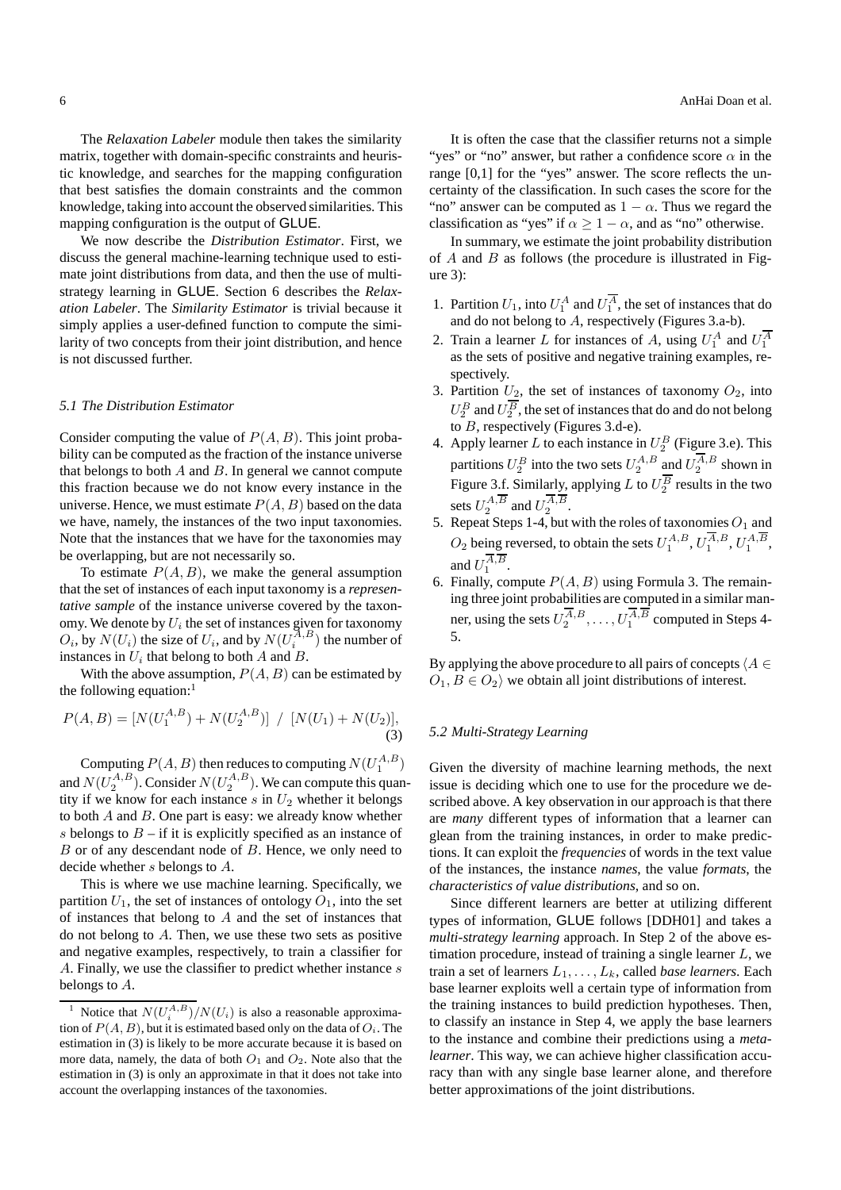The *Relaxation Labeler* module then takes the similarity matrix, together with domain-specific constraints and heuristic knowledge, and searches for the mapping configuration that best satisfies the domain constraints and the common knowledge, taking into account the observed similarities. This mapping configuration is the output of GLUE.

We now describe the *Distribution Estimator*. First, we discuss the general machine-learning technique used to estimate joint distributions from data, and then the use of multi-strategy learning in GLUE. Section 6 describes the *Relaxation Labeler*. The *Similarity Estimator* is trivial because it simply applies a user-defined function to compute the similarity of two concepts from their joint distribution, and hence is not discussed further.

### *5.1 The Distribution Estimator*

Consider computing the value of $P(A, B)$. This joint probability can be computed as the fraction of the instance universe that belongs to both $A$ and $B$. In general we cannot compute this fraction because we do not know every instance in the universe. Hence, we must estimate $P(A, B)$ based on the data we have, namely, the instances of the two input taxonomies. Note that the instances that we have for the taxonomies may be overlapping, but are not necessarily so.

To estimate $P(A, B)$, we make the general assumption that the set of instances of each input taxonomy is a *representative sample* of the instance universe covered by the taxonomy. We denote by $U_i$ the set of instances given for taxonomy $O_i$, by $N(U_i)$ the size of $U_i$, and by $N(U_i^{A,B})$ the number of instances in $U_i$ that belong to both $A$ and $B$.

With the above assumption, $P(A, B)$ can be estimated by the following equation:[1]

$$P(A, B) = [N(U_1^{A,B}) + N(U_2^{A,B})] \ / \ [N(U_1) + N(U_2)], \tag{3}$$

Computing $P(A, B)$ then reduces to computing $N(U_1^{A,B})$ and $N(U_2^{A,B})$. Consider $N(U_2^{A,B})$. We can compute this quantity if we know for each instance $s$ in $U_2$ whether it belongs to both $A$ and $B$. One part is easy: we already know whether $s$ belongs to $B$ – if it is explicitly specified as an instance of $B$ or of any descendant node of $B$. Hence, we only need to decide whether $s$ belongs to $A$.

This is where we use machine learning. Specifically, we partition $U_1$, the set of instances of ontology $O_1$, into the set of instances that belong to $A$ and the set of instances that do not belong to $A$. Then, we use these two sets as positive and negative examples, respectively, to train a classifier for $A$. Finally, we use the classifier to predict whether instance $s$ belongs to $A$.

It is often the case that the classifier returns not a simple "yes" or "no" answer, but rather a confidence score $\alpha$ in the range [0,1] for the "yes" answer. The score reflects the uncertainty of the classification. In such cases the score for the "no" answer can be computed as $1 - \alpha$. Thus we regard the classification as "yes" if $\alpha \geq 1 - \alpha$, and as "no" otherwise.

In summary, we estimate the joint probability distribution of $A$ and $B$ as follows (the procedure is illustrated in Figure 3):

1. Partition $U_1$, into $U_1^A$ and $U_1^{\overline{A}}$, the set of instances that do and do not belong to $A$, respectively (Figures 3.a-b).
2. Train a learner $L$ for instances of $A$, using $U_1^A$ and $U_1^{\overline{A}}$ as the sets of positive and negative training examples, respectively.
3. Partition $U_2$, the set of instances of taxonomy $O_2$, into $U_2^B$ and $U_2^{\overline{B}}$, the set of instances that do and do not belong to $B$, respectively (Figures 3.d-e).
4. Apply learner $L$ to each instance in $U_2^B$ (Figure 3.e). This partitions $U_2^B$ into the two sets $U_2^{A,B}$ and $U_2^{\overline{A},B}$ shown in Figure 3.f. Similarly, applying $L$ to $U_2^{\overline{B}}$ results in the two sets $U_2^{A,\overline{B}}$ and $U_2^{\overline{A},\overline{B}}$.
5. Repeat Steps 1-4, but with the roles of taxonomies $O_1$ and $O_2$ being reversed, to obtain the sets $U_1^{A,B}$, $U_1^{\overline{A},B}$, $U_1^{A,\overline{B}}$, and $U_1^{\overline{A},\overline{B}}$.
6. Finally, compute $P(A, B)$ using Formula 3. The remaining three joint probabilities are computed in a similar manner, using the sets $U_2^{\overline{A},B}, \ldots, U_1^{\overline{A},\overline{B}}$ computed in Steps 4-5.

By applying the above procedure to all pairs of concepts $\langle A \in O_1, B \in O_2 \rangle$ we obtain all joint distributions of interest.

### *5.2 Multi-Strategy Learning*

Given the diversity of machine learning methods, the next issue is deciding which one to use for the procedure we described above. A key observation in our approach is that there are *many* different types of information that a learner can glean from the training instances, in order to make predictions. It can exploit the *frequencies* of words in the text value of the instances, the instance *names*, the value *formats*, the *characteristics of value distributions*, and so on.

Since different learners are better at utilizing different types of information, GLUE follows [DDH01] and takes a *multi-strategy learning* approach. In Step 2 of the above estimation procedure, instead of training a single learner $L$, we train a set of learners $L_1, \ldots, L_k$, called *base learners*. Each base learner exploits well a certain type of information from the training instances to build prediction hypotheses. Then, to classify an instance in Step 4, we apply the base learners to the instance and combine their predictions using a *meta-learner*. This way, we can achieve higher classification accuracy than with any single base learner alone, and therefore better approximations of the joint distributions.

---

[1] Notice that $N(U_i^{A,B})/N(U_i)$ is also a reasonable approximation of $P(A, B)$, but it is estimated based only on the data of $O_i$. The estimation in (3) is likely to be more accurate because it is based on more data, namely, the data of both $O_1$ and $O_2$. Note also that the estimation in (3) is only an approximate in that it does not take into account the overlapping instances of the taxonomies.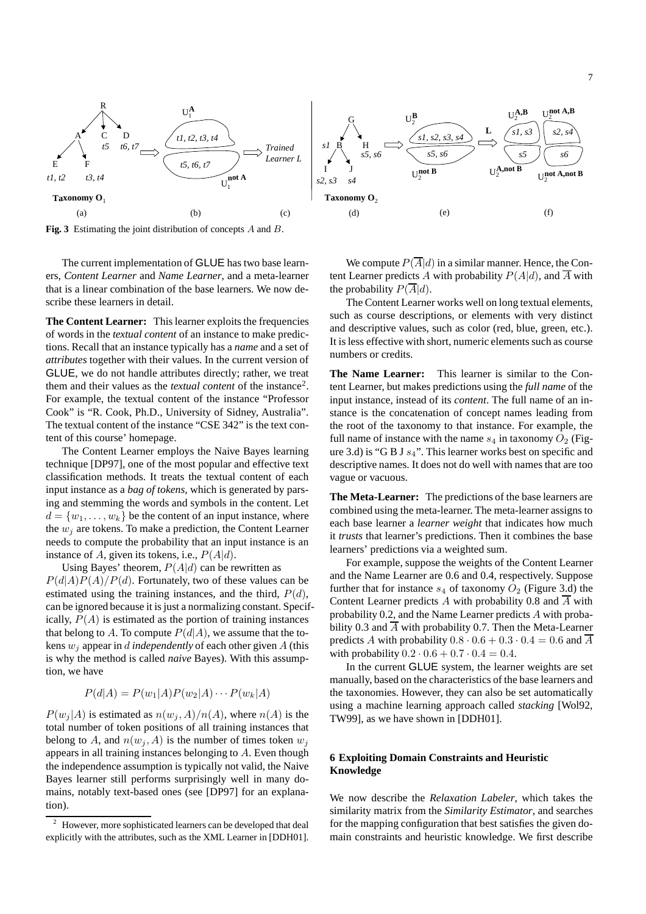Fig. 3 Estimating the joint distribution of concepts $A$ and $B$.

The current implementation of GLUE has two base learners, *Content Learner* and *Name Learner*, and a meta-learner that is a linear combination of the base learners. We now describe these learners in detail.

**The Content Learner:** This learner exploits the frequencies of words in the *textual content* of an instance to make predictions. Recall that an instance typically has a *name* and a set of *attributes* together with their values. In the current version of GLUE, we do not handle attributes directly; rather, we treat them and their values as the *textual content* of the instance[2]. For example, the textual content of the instance "Professor Cook" is "R. Cook, Ph.D., University of Sidney, Australia". The textual content of the instance "CSE 342" is the text content of this course' homepage.

The Content Learner employs the Naive Bayes learning technique [DP97], one of the most popular and effective text classification methods. It treats the textual content of each input instance as a *bag of tokens*, which is generated by parsing and stemming the words and symbols in the content. Let $d = \{w_1, \ldots, w_k\}$ be the content of an input instance, where the $w_j$ are tokens. To make a prediction, the Content Learner needs to compute the probability that an input instance is an instance of $A$, given its tokens, i.e., $P(A|d)$.

Using Bayes' theorem, $P(A|d)$ can be rewritten as $P(d|A)P(A)/P(d)$. Fortunately, two of these values can be estimated using the training instances, and the third, $P(d)$, can be ignored because it is just a normalizing constant. Specifically, $P(A)$ is estimated as the portion of training instances that belong to $A$. To compute $P(d|A)$, we assume that the tokens $w_j$ appear in $d$ *independently* of each other given $A$ (this is why the method is called *naive* Bayes). With this assumption, we have

$$P(d|A) = P(w_1|A)P(w_2|A) \cdots P(w_k|A)$$

$P(w_j|A)$ is estimated as $n(w_j, A)/n(A)$, where $n(A)$ is the total number of token positions of all training instances that belong to $A$, and $n(w_j, A)$ is the number of times token $w_j$ appears in all training instances belonging to $A$. Even though the independence assumption is typically not valid, the Naive Bayes learner still performs surprisingly well in many domains, notably text-based ones (see [DP97] for an explanation).

We compute $P(\overline{A}|d)$ in a similar manner. Hence, the Content Learner predicts $A$ with probability $P(A|d)$, and $\overline{A}$ with the probability $P(\overline{A}|d)$.

The Content Learner works well on long textual elements, such as course descriptions, or elements with very distinct and descriptive values, such as color (red, blue, green, etc.). It is less effective with short, numeric elements such as course numbers or credits.

**The Name Learner:** This learner is similar to the Content Learner, but makes predictions using the *full name* of the input instance, instead of its *content*. The full name of an instance is the concatenation of concept names leading from the root of the taxonomy to that instance. For example, the full name of instance with the name $s_4$ in taxonomy $O_2$ (Figure 3.d) is "G B J $s_4$". This learner works best on specific and descriptive names. It does not do well with names that are too vague or vacuous.

**The Meta-Learner:** The predictions of the base learners are combined using the meta-learner. The meta-learner assigns to each base learner a *learner weight* that indicates how much it *trusts* that learner's predictions. Then it combines the base learners' predictions via a weighted sum.

For example, suppose the weights of the Content Learner and the Name Learner are 0.6 and 0.4, respectively. Suppose further that for instance $s_4$ of taxonomy $O_2$ (Figure 3.d) the Content Learner predicts $A$ with probability 0.8 and $\overline{A}$ with probability 0.2, and the Name Learner predicts $A$ with probability 0.3 and $\overline{A}$ with probability 0.7. Then the Meta-Learner predicts $A$ with probability $0.8 \cdot 0.6 + 0.3 \cdot 0.4 = 0.6$ and $\overline{A}$ with probability $0.2 \cdot 0.6 + 0.7 \cdot 0.4 = 0.4$.

In the current GLUE system, the learner weights are set manually, based on the characteristics of the base learners and the taxonomies. However, they can also be set automatically using a machine learning approach called *stacking* [Wol92, TW99], as we have shown in [DDH01].

## 6 Exploiting Domain Constraints and Heuristic Knowledge

We now describe the *Relaxation Labeler*, which takes the similarity matrix from the *Similarity Estimator*, and searches for the mapping configuration that best satisfies the given domain constraints and heuristic knowledge. We first describe

[2] However, more sophisticated learners can be developed that deal explicitly with the attributes, such as the XML Learner in [DDH01].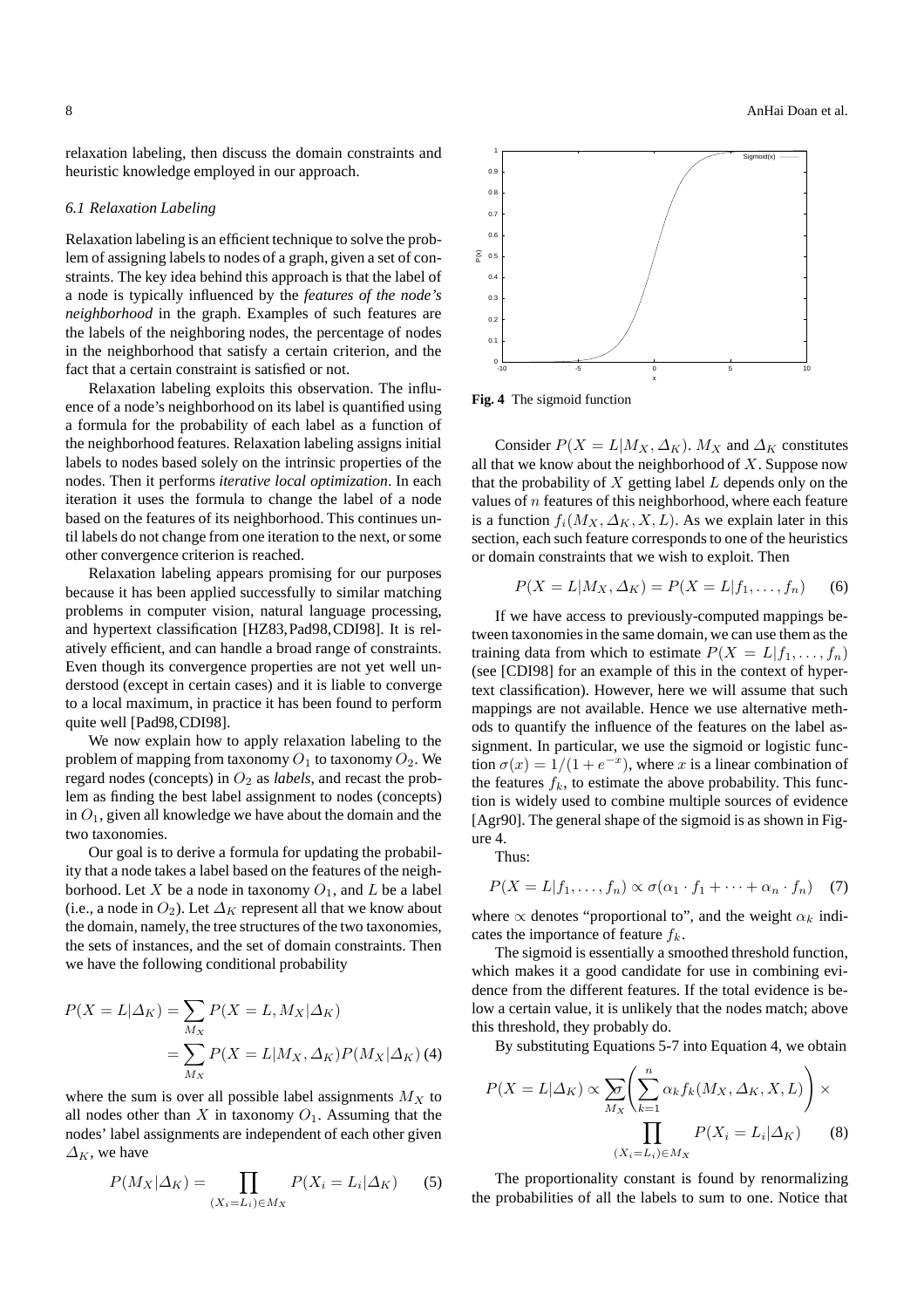relaxation labeling, then discuss the domain constraints and heuristic knowledge employed in our approach.

### *6.1 Relaxation Labeling*

Relaxation labeling is an efficient technique to solve the problem of assigning labels to nodes of a graph, given a set of constraints. The key idea behind this approach is that the label of a node is typically influenced by the *features of the node's neighborhood* in the graph. Examples of such features are the labels of the neighboring nodes, the percentage of nodes in the neighborhood that satisfy a certain criterion, and the fact that a certain constraint is satisfied or not.

Relaxation labeling exploits this observation. The influence of a node's neighborhood on its label is quantified using a formula for the probability of each label as a function of the neighborhood features. Relaxation labeling assigns initial labels to nodes based solely on the intrinsic properties of the nodes. Then it performs *iterative local optimization*. In each iteration it uses the formula to change the label of a node based on the features of its neighborhood. This continues until labels do not change from one iteration to the next, or some other convergence criterion is reached.

Relaxation labeling appears promising for our purposes because it has been applied successfully to similar matching problems in computer vision, natural language processing, and hypertext classification [HZ83, Pad98, CDI98]. It is relatively efficient, and can handle a broad range of constraints. Even though its convergence properties are not yet well understood (except in certain cases) and it is liable to converge to a local maximum, in practice it has been found to perform quite well [Pad98, CDI98].

We now explain how to apply relaxation labeling to the problem of mapping from taxonomy $O_1$ to taxonomy $O_2$. We regard nodes (concepts) in $O_2$ as *labels*, and recast the problem as finding the best label assignment to nodes (concepts) in $O_1$, given all knowledge we have about the domain and the two taxonomies.

Our goal is to derive a formula for updating the probability that a node takes a label based on the features of the neighborhood. Let $X$ be a node in taxonomy $O_1$, and $L$ be a label (i.e., a node in $O_2$). Let $\Delta_K$ represent all that we know about the domain, namely, the tree structures of the two taxonomies, the sets of instances, and the set of domain constraints. Then we have the following conditional probability

$$
\begin{aligned}
P(X = L|\Delta_K) &= \sum_{M_X} P(X = L, M_X|\Delta_K) \\
&= \sum_{M_X} P(X = L|M_X, \Delta_K)P(M_X|\Delta_K) \quad (4)
\end{aligned}
$$

where the sum is over all possible label assignments $M_X$ to all nodes other than $X$ in taxonomy $O_1$. Assuming that the nodes' label assignments are independent of each other given $\Delta_K$, we have

$$
P(M_X|\Delta_K) = \prod_{(X_i = L_i) \in M_X} P(X_i = L_i|\Delta_K) \quad (5)
$$

**Fig. 4** The sigmoid function

Consider $P(X = L|M_X, \Delta_K)$. $M_X$ and $\Delta_K$ constitutes all that we know about the neighborhood of $X$. Suppose now that the probability of $X$ getting label $L$ depends only on the values of $n$ features of this neighborhood, where each feature is a function $f_i(M_X, \Delta_K, X, L)$. As we explain later in this section, each such feature corresponds to one of the heuristics or domain constraints that we wish to exploit. Then

$$
P(X = L|M_X, \Delta_K) = P(X = L|f_1, \ldots, f_n) \quad (6)
$$

If we have access to previously-computed mappings between taxonomies in the same domain, we can use them as the training data from which to estimate $P(X = L|f_1, \ldots, f_n)$ (see [CDI98] for an example of this in the context of hypertext classification). However, here we will assume that such mappings are not available. Hence we use alternative methods to quantify the influence of the features on the label assignment. In particular, we use the sigmoid or logistic function $\sigma(x) = 1/(1 + e^{-x})$, where $x$ is a linear combination of the features $f_k$, to estimate the above probability. This function is widely used to combine multiple sources of evidence [Agr90]. The general shape of the sigmoid is as shown in Figure 4.

Thus:

$$
P(X = L|f_1, \ldots, f_n) \propto \sigma(\alpha_1 \cdot f_1 + \cdots + \alpha_n \cdot f_n) \quad (7)
$$

where $\propto$ denotes "proportional to", and the weight $\alpha_k$ indicates the importance of feature $f_k$.

The sigmoid is essentially a smoothed threshold function, which makes it a good candidate for use in combining evidence from the different features. If the total evidence is below a certain value, it is unlikely that the nodes match; above this threshold, they probably do.

By substituting Equations 5-7 into Equation 4, we obtain

$$
P(X = L|\Delta_K) \propto \sum_{M_X} \sigma\left(\sum_{k=1}^{n} \alpha_k f_k(M_X, \Delta_K, X, L)\right) \times \prod_{(X_i = L_i) \in M_X} P(X_i = L_i|\Delta_K) \quad (8)
$$

The proportionality constant is found by renormalizing the probabilities of all the labels to sum to one. Notice that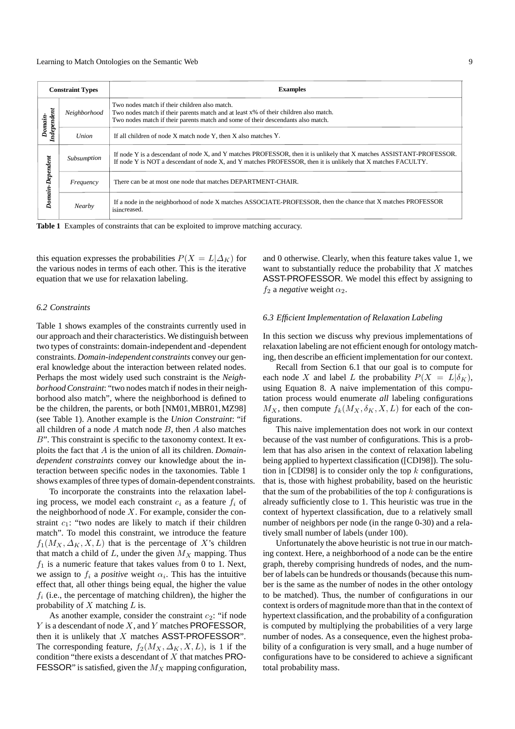| Constraint Types | | Examples |
|---|---|---|
| *Domain-Independent* | *Neighborhood* | Two nodes match if their children also match.<br>Two nodes match if their parents match and at least x% of their children also match.<br>Two nodes match if their parents match and some of their descendants also match. |
| | *Union* | If all children of node X match node Y, then X also matches Y. |
| *Domain-Dependent* | *Subsumption* | If node Y is a descendant of node X, and Y matches PROFESSOR, then it is unlikely that X matches ASSISTANT-PROFESSOR.<br>If node Y is NOT a descendant of node X, and Y matches PROFESSOR, then it is unlikely that X matches FACULTY. |
| | *Frequency* | There can be at most one node that matches DEPARTMENT-CHAIR. |
| | *Nearby* | If a node in the neighborhood of node X matches ASSOCIATE-PROFESSOR, then the chance that X matches PROFESSOR isincreased. |

**Table 1** Examples of constraints that can be exploited to improve matching accuracy.

this equation expresses the probabilities $P(X = L|\Delta_K)$ for the various nodes in terms of each other. This is the iterative equation that we use for relaxation labeling.

### *6.2 Constraints*

Table 1 shows examples of the constraints currently used in our approach and their characteristics. We distinguish between two types of constraints: domain-independent and -dependent constraints. *Domain-independent constraints* convey our general knowledge about the interaction between related nodes. Perhaps the most widely used such constraint is the *Neighborhood Constraint*: "two nodes match if nodes in their neighborhood also match", where the neighborhood is defined to be the children, the parents, or both [NM01, MBR01, MZ98] (see Table 1). Another example is the *Union Constraint*: "if all children of a node $A$ match node $B$, then $A$ also matches $B$". This constraint is specific to the taxonomy context. It exploits the fact that $A$ is the union of all its children. *Domain-dependent constraints* convey our knowledge about the interaction between specific nodes in the taxonomies. Table 1 shows examples of three types of domain-dependent constraints.

To incorporate the constraints into the relaxation labeling process, we model each constraint $c_i$ as a feature $f_i$ of the neighborhood of node $X$. For example, consider the constraint $c_1$: "two nodes are likely to match if their children match". To model this constraint, we introduce the feature $f_1(M_X, \Delta_K, X, L)$ that is the percentage of $X$'s children that match a child of $L$, under the given $M_X$ mapping. Thus $f_1$ is a numeric feature that takes values from 0 to 1. Next, we assign to $f_i$ a *positive* weight $\alpha_i$. This has the intuitive effect that, all other things being equal, the higher the value $f_i$ (i.e., the percentage of matching children), the higher the probability of $X$ matching $L$ is.

As another example, consider the constraint $c_2$: "if node $Y$ is a descendant of node $X$, and $Y$ matches PROFESSOR, then it is unlikely that $X$ matches ASST-PROFESSOR". The corresponding feature, $f_2(M_X, \Delta_K, X, L)$, is 1 if the condition "there exists a descendant of $X$ that matches PROFESSOR" is satisfied, given the $M_X$ mapping configuration, and 0 otherwise. Clearly, when this feature takes value 1, we want to substantially reduce the probability that $X$ matches ASST-PROFESSOR. We model this effect by assigning to $f_2$ a *negative* weight $\alpha_2$.

### *6.3 Efficient Implementation of Relaxation Labeling*

In this section we discuss why previous implementations of relaxation labeling are not efficient enough for ontology matching, then describe an efficient implementation for our context.

Recall from Section 6.1 that our goal is to compute for each node $X$ and label $L$ the probability $P(X = L|\delta_K)$, using Equation 8. A naive implementation of this computation process would enumerate *all* labeling configurations $M_X$, then compute $f_k(M_X, \delta_K, X, L)$ for each of the configurations.

This naive implementation does not work in our context because of the vast number of configurations. This is a problem that has also arisen in the context of relaxation labeling being applied to hypertext classification ([CDI98]). The solution in [CDI98] is to consider only the top $k$ configurations, that is, those with highest probability, based on the heuristic that the sum of the probabilities of the top $k$ configurations is already sufficiently close to 1. This heuristic was true in the context of hypertext classification, due to a relatively small number of neighbors per node (in the range 0-30) and a relatively small number of labels (under 100).

Unfortunately the above heuristic is not true in our matching context. Here, a neighborhood of a node can be the entire graph, thereby comprising hundreds of nodes, and the number of labels can be hundreds or thousands (because this number is the same as the number of nodes in the other ontology to be matched). Thus, the number of configurations in our context is orders of magnitude more than that in the context of hypertext classification, and the probability of a configuration is computed by multiplying the probabilities of a very large number of nodes. As a consequence, even the highest probability of a configuration is very small, and a huge number of configurations have to be considered to achieve a significant total probability mass.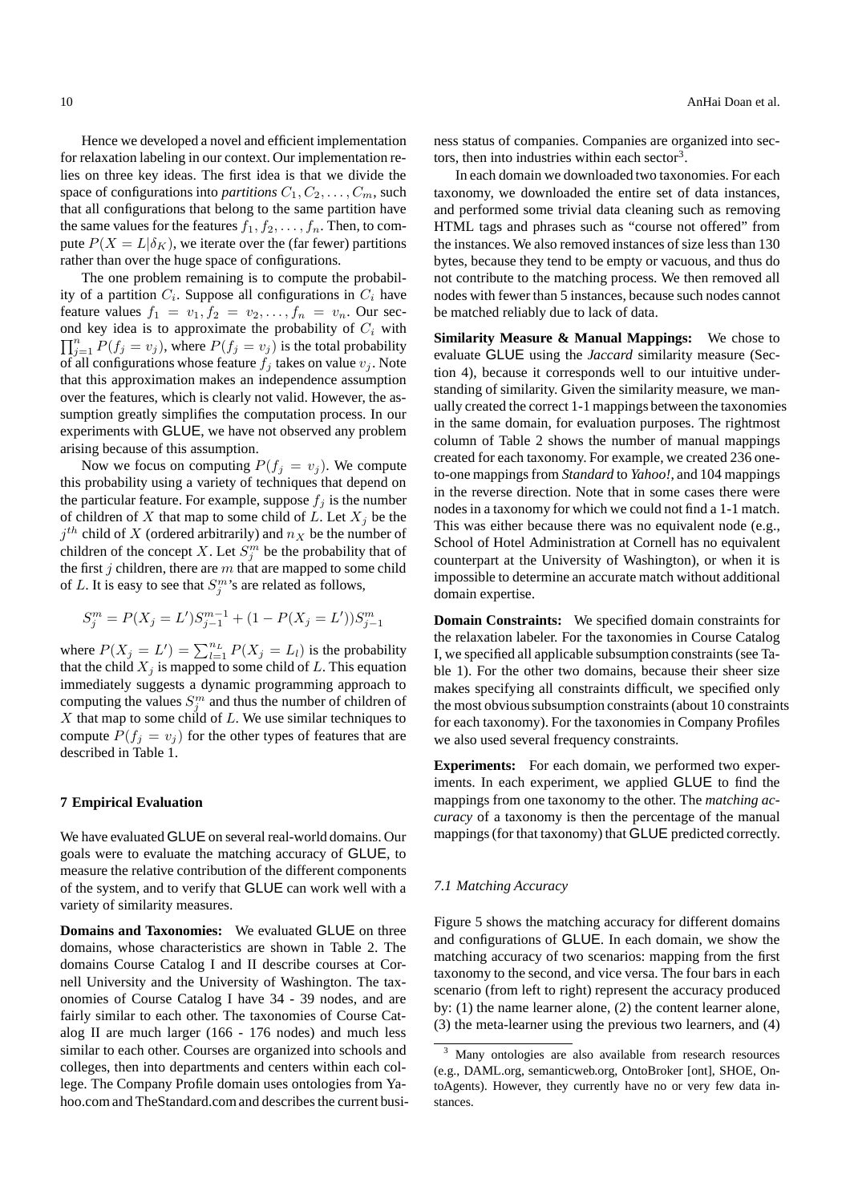Hence we developed a novel and efficient implementation for relaxation labeling in our context. Our implementation relies on three key ideas. The first idea is that we divide the space of configurations into *partitions* $C_1, C_2, \ldots, C_m$, such that all configurations that belong to the same partition have the same values for the features $f_1, f_2, \ldots, f_n$. Then, to compute $P(X = L|\delta_K)$, we iterate over the (far fewer) partitions rather than over the huge space of configurations.

The one problem remaining is to compute the probability of a partition $C_i$. Suppose all configurations in $C_i$ have feature values $f_1 = v_1, f_2 = v_2, \ldots, f_n = v_n$. Our second key idea is to approximate the probability of $C_i$ with $\prod_{j=1}^{n} P(f_j = v_j)$, where $P(f_j = v_j)$ is the total probability of all configurations whose feature $f_j$ takes on value $v_j$. Note that this approximation makes an independence assumption over the features, which is clearly not valid. However, the assumption greatly simplifies the computation process. In our experiments with GLUE, we have not observed any problem arising because of this assumption.

Now we focus on computing $P(f_j = v_j)$. We compute this probability using a variety of techniques that depend on the particular feature. For example, suppose $f_j$ is the number of children of $X$ that map to some child of $L$. Let $X_j$ be the $j^{th}$ child of $X$ (ordered arbitrarily) and $n_X$ be the number of children of the concept $X$. Let $S_j^m$ be the probability that of the first $j$ children, there are $m$ that are mapped to some child of $L$. It is easy to see that $S_j^m$'s are related as follows,

$$S_j^m = P(X_j = L')S_{j-1}^{m-1} + (1 - P(X_j = L'))S_{j-1}^m$$

where $P(X_j = L') = \sum_{l=1}^{n_L} P(X_j = L_l)$ is the probability that the child $X_j$ is mapped to some child of $L$. This equation immediately suggests a dynamic programming approach to computing the values $S_j^m$ and thus the number of children of $X$ that map to some child of $L$. We use similar techniques to compute $P(f_j = v_j)$ for the other types of features that are described in Table 1.

## 7 Empirical Evaluation

We have evaluated GLUE on several real-world domains. Our goals were to evaluate the matching accuracy of GLUE, to measure the relative contribution of the different components of the system, and to verify that GLUE can work well with a variety of similarity measures.

**Domains and Taxonomies:** We evaluated GLUE on three domains, whose characteristics are shown in Table 2. The domains Course Catalog I and II describe courses at Cornell University and the University of Washington. The taxonomies of Course Catalog I have 34 - 39 nodes, and are fairly similar to each other. The taxonomies of Course Catalog II are much larger (166 - 176 nodes) and much less similar to each other. Courses are organized into schools and colleges, then into departments and centers within each college. The Company Profile domain uses ontologies from Yahoo.com and TheStandard.com and describes the current business status of companies. Companies are organized into sectors, then into industries within each sector[3].

In each domain we downloaded two taxonomies. For each taxonomy, we downloaded the entire set of data instances, and performed some trivial data cleaning such as removing HTML tags and phrases such as "course not offered" from the instances. We also removed instances of size less than 130 bytes, because they tend to be empty or vacuous, and thus do not contribute to the matching process. We then removed all nodes with fewer than 5 instances, because such nodes cannot be matched reliably due to lack of data.

**Similarity Measure & Manual Mappings:** We chose to evaluate GLUE using the *Jaccard* similarity measure (Section 4), because it corresponds well to our intuitive understanding of similarity. Given the similarity measure, we manually created the correct 1-1 mappings between the taxonomies in the same domain, for evaluation purposes. The rightmost column of Table 2 shows the number of manual mappings created for each taxonomy. For example, we created 236 one-to-one mappings from *Standard* to *Yahoo!*, and 104 mappings in the reverse direction. Note that in some cases there were nodes in a taxonomy for which we could not find a 1-1 match. This was either because there was no equivalent node (e.g., School of Hotel Administration at Cornell has no equivalent counterpart at the University of Washington), or when it is impossible to determine an accurate match without additional domain expertise.

**Domain Constraints:** We specified domain constraints for the relaxation labeler. For the taxonomies in Course Catalog I, we specified all applicable subsumption constraints (see Table 1). For the other two domains, because their sheer size makes specifying all constraints difficult, we specified only the most obvious subsumption constraints (about 10 constraints for each taxonomy). For the taxonomies in Company Profiles we also used several frequency constraints.

**Experiments:** For each domain, we performed two experiments. In each experiment, we applied GLUE to find the mappings from one taxonomy to the other. The *matching accuracy* of a taxonomy is then the percentage of the manual mappings (for that taxonomy) that GLUE predicted correctly.

### 7.1 Matching Accuracy

Figure 5 shows the matching accuracy for different domains and configurations of GLUE. In each domain, we show the matching accuracy of two scenarios: mapping from the first taxonomy to the second, and vice versa. The four bars in each scenario (from left to right) represent the accuracy produced by: (1) the name learner alone, (2) the content learner alone, (3) the meta-learner using the previous two learners, and (4)

[3] Many ontologies are also available from research resources (e.g., DAML.org, semanticweb.org, OntoBroker [ont], SHOE, OntoAgents). However, they currently have no or very few data instances.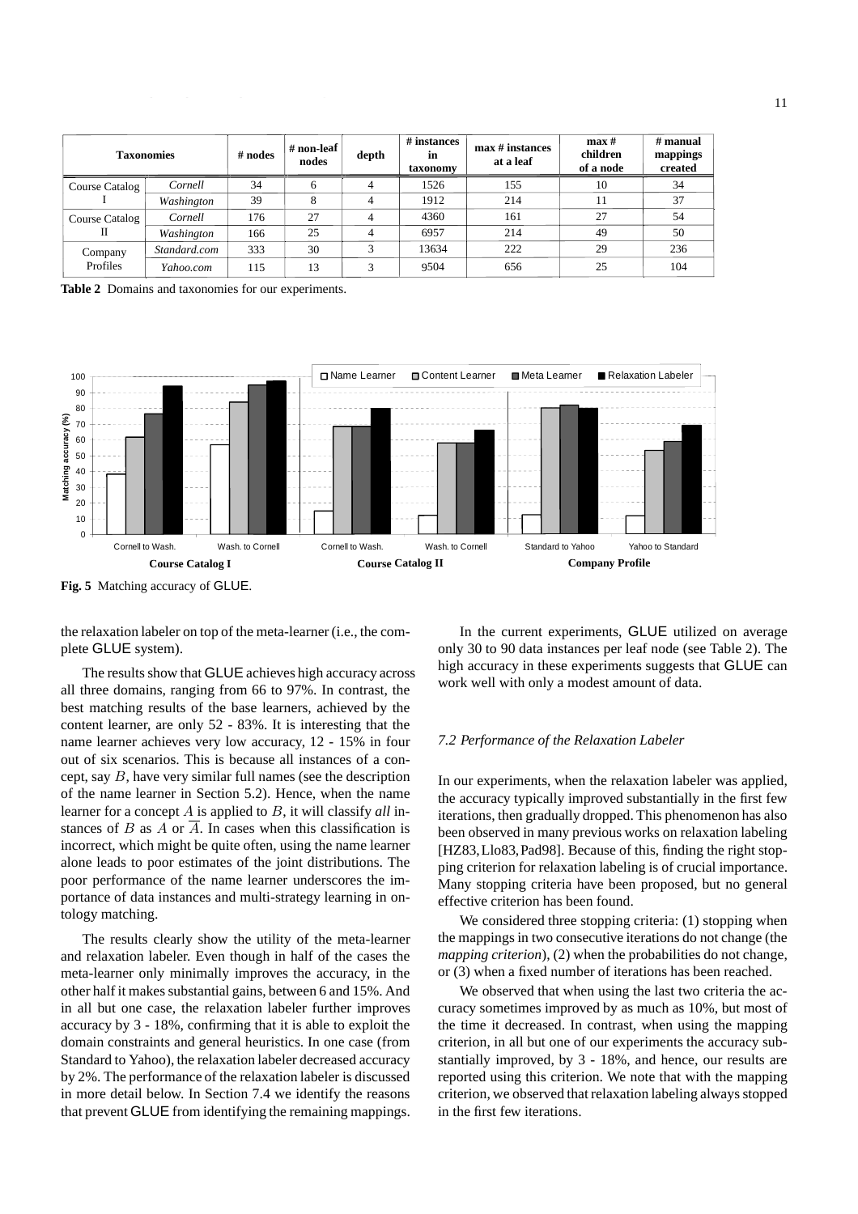| Taxonomies | | # nodes | # non-leaf nodes | depth | # instances in taxonomy | max # instances at a leaf | max # children of a node | # manual mappings created |
|---|---|---|---|---|---|---|---|---|
| Course Catalog I | *Cornell* | 34 | 6 | 4 | 1526 | 155 | 10 | 34 |
| | *Washington* | 39 | 8 | 4 | 1912 | 214 | 11 | 37 |
| Course Catalog II | *Cornell* | 176 | 27 | 4 | 4360 | 161 | 27 | 54 |
| | *Washington* | 166 | 25 | 4 | 6957 | 214 | 49 | 50 |
| Company Profiles | *Standard.com* | 333 | 30 | 3 | 13634 | 222 | 29 | 236 |
| | *Yahoo.com* | 115 | 13 | 3 | 9504 | 656 | 25 | 104 |

**Table 2** Domains and taxonomies for our experiments.

**Fig. 5** Matching accuracy of GLUE.

the relaxation labeler on top of the meta-learner (i.e., the complete GLUE system).

The results show that GLUE achieves high accuracy across all three domains, ranging from 66 to 97%. In contrast, the best matching results of the base learners, achieved by the content learner, are only 52 - 83%. It is interesting that the name learner achieves very low accuracy, 12 - 15% in four out of six scenarios. This is because all instances of a concept, say $B$, have very similar full names (see the description of the name learner in Section 5.2). Hence, when the name learner for a concept $A$ is applied to $B$, it will classify *all* instances of $B$ as $A$ or $\overline{A}$. In cases when this classification is incorrect, which might be quite often, using the name learner alone leads to poor estimates of the joint distributions. The poor performance of the name learner underscores the importance of data instances and multi-strategy learning in ontology matching.

The results clearly show the utility of the meta-learner and relaxation labeler. Even though in half of the cases the meta-learner only minimally improves the accuracy, in the other half it makes substantial gains, between 6 and 15%. And in all but one case, the relaxation labeler further improves accuracy by 3 - 18%, confirming that it is able to exploit the domain constraints and general heuristics. In one case (from Standard to Yahoo), the relaxation labeler decreased accuracy by 2%. The performance of the relaxation labeler is discussed in more detail below. In Section 7.4 we identify the reasons that prevent GLUE from identifying the remaining mappings.

In the current experiments, GLUE utilized on average only 30 to 90 data instances per leaf node (see Table 2). The high accuracy in these experiments suggests that GLUE can work well with only a modest amount of data.

*7.2 Performance of the Relaxation Labeler*

In our experiments, when the relaxation labeler was applied, the accuracy typically improved substantially in the first few iterations, then gradually dropped. This phenomenon has also been observed in many previous works on relaxation labeling [HZ83, Llo83, Pad98]. Because of this, finding the right stopping criterion for relaxation labeling is of crucial importance. Many stopping criteria have been proposed, but no general effective criterion has been found.

We considered three stopping criteria: (1) stopping when the mappings in two consecutive iterations do not change (the *mapping criterion*), (2) when the probabilities do not change, or (3) when a fixed number of iterations has been reached.

We observed that when using the last two criteria the accuracy sometimes improved by as much as 10%, but most of the time it decreased. In contrast, when using the mapping criterion, in all but one of our experiments the accuracy substantially improved, by 3 - 18%, and hence, our results are reported using this criterion. We note that with the mapping criterion, we observed that relaxation labeling always stopped in the first few iterations.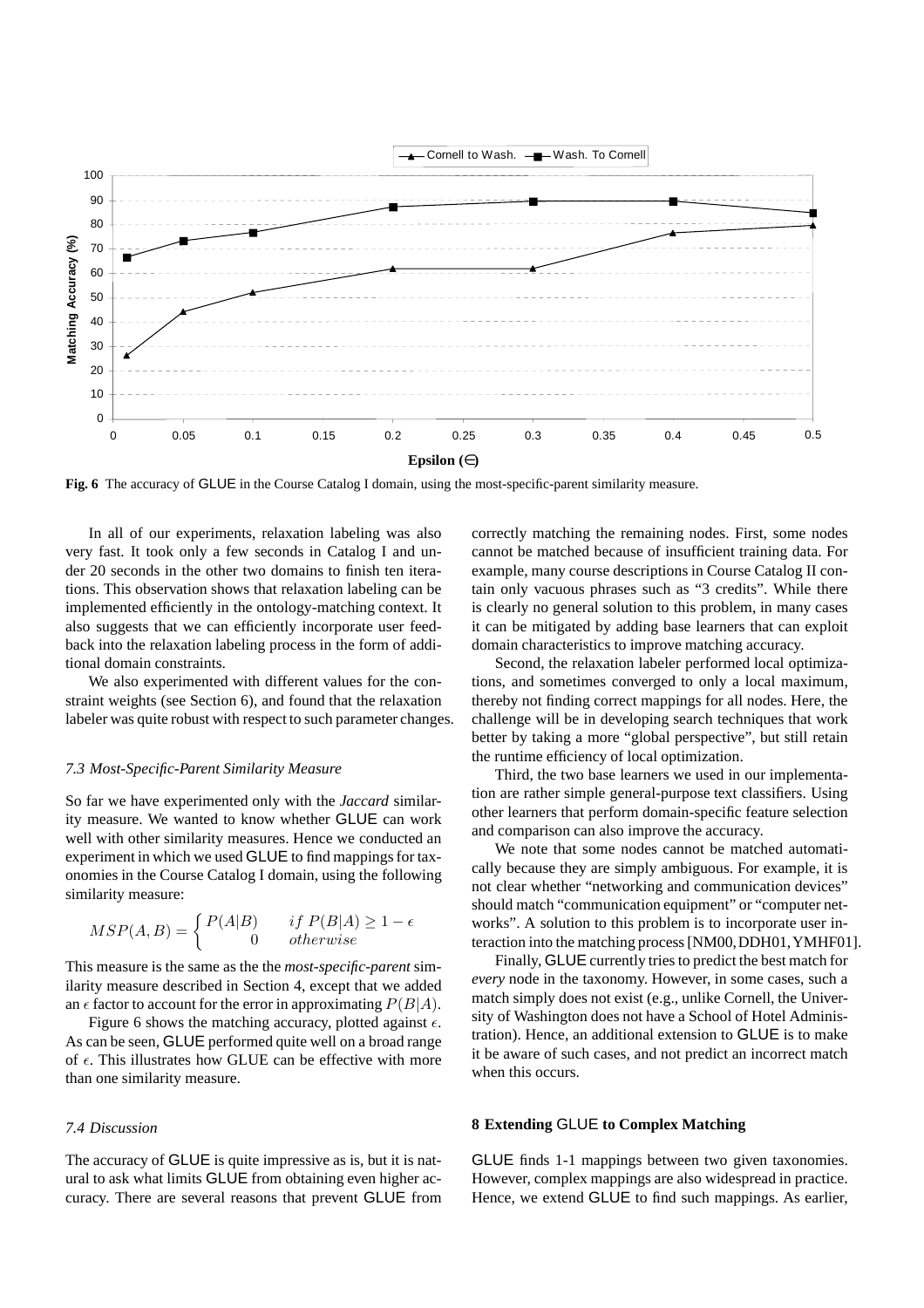**Fig. 6** The accuracy of GLUE in the Course Catalog I domain, using the most-specific-parent similarity measure.

In all of our experiments, relaxation labeling was also very fast. It took only a few seconds in Catalog I and under 20 seconds in the other two domains to finish ten iterations. This observation shows that relaxation labeling can be implemented efficiently in the ontology-matching context. It also suggests that we can efficiently incorporate user feedback into the relaxation labeling process in the form of additional domain constraints.

We also experimented with different values for the constraint weights (see Section 6), and found that the relaxation labeler was quite robust with respect to such parameter changes.

### 7.3 Most-Specific-Parent Similarity Measure

So far we have experimented only with the *Jaccard* similarity measure. We wanted to know whether GLUE can work well with other similarity measures. Hence we conducted an experiment in which we used GLUE to find mappings for taxonomies in the Course Catalog I domain, using the following similarity measure:

$$MSP(A,B) = \begin{cases} P(A|B) & if\ P(B|A) \geq 1-\epsilon \\ 0 & otherwise \end{cases}$$

This measure is the same as the the *most-specific-parent* similarity measure described in Section 4, except that we added an $\epsilon$ factor to account for the error in approximating $P(B|A)$.

Figure 6 shows the matching accuracy, plotted against $\epsilon$. As can be seen, GLUE performed quite well on a broad range of $\epsilon$. This illustrates how GLUE can be effective with more than one similarity measure.

### 7.4 Discussion

The accuracy of GLUE is quite impressive as is, but it is natural to ask what limits GLUE from obtaining even higher accuracy. There are several reasons that prevent GLUE from correctly matching the remaining nodes. First, some nodes cannot be matched because of insufficient training data. For example, many course descriptions in Course Catalog II contain only vacuous phrases such as "3 credits". While there is clearly no general solution to this problem, in many cases it can be mitigated by adding base learners that can exploit domain characteristics to improve matching accuracy.

Second, the relaxation labeler performed local optimizations, and sometimes converged to only a local maximum, thereby not finding correct mappings for all nodes. Here, the challenge will be in developing search techniques that work better by taking a more "global perspective", but still retain the runtime efficiency of local optimization.

Third, the two base learners we used in our implementation are rather simple general-purpose text classifiers. Using other learners that perform domain-specific feature selection and comparison can also improve the accuracy.

We note that some nodes cannot be matched automatically because they are simply ambiguous. For example, it is not clear whether "networking and communication devices" should match "communication equipment" or "computer networks". A solution to this problem is to incorporate user interaction into the matching process [NM00, DDH01, YMHF01].

Finally, GLUE currently tries to predict the best match for *every* node in the taxonomy. However, in some cases, such a match simply does not exist (e.g., unlike Cornell, the University of Washington does not have a School of Hotel Administration). Hence, an additional extension to GLUE is to make it be aware of such cases, and not predict an incorrect match when this occurs.

## 8 Extending GLUE to Complex Matching

GLUE finds 1-1 mappings between two given taxonomies. However, complex mappings are also widespread in practice. Hence, we extend GLUE to find such mappings. As earlier,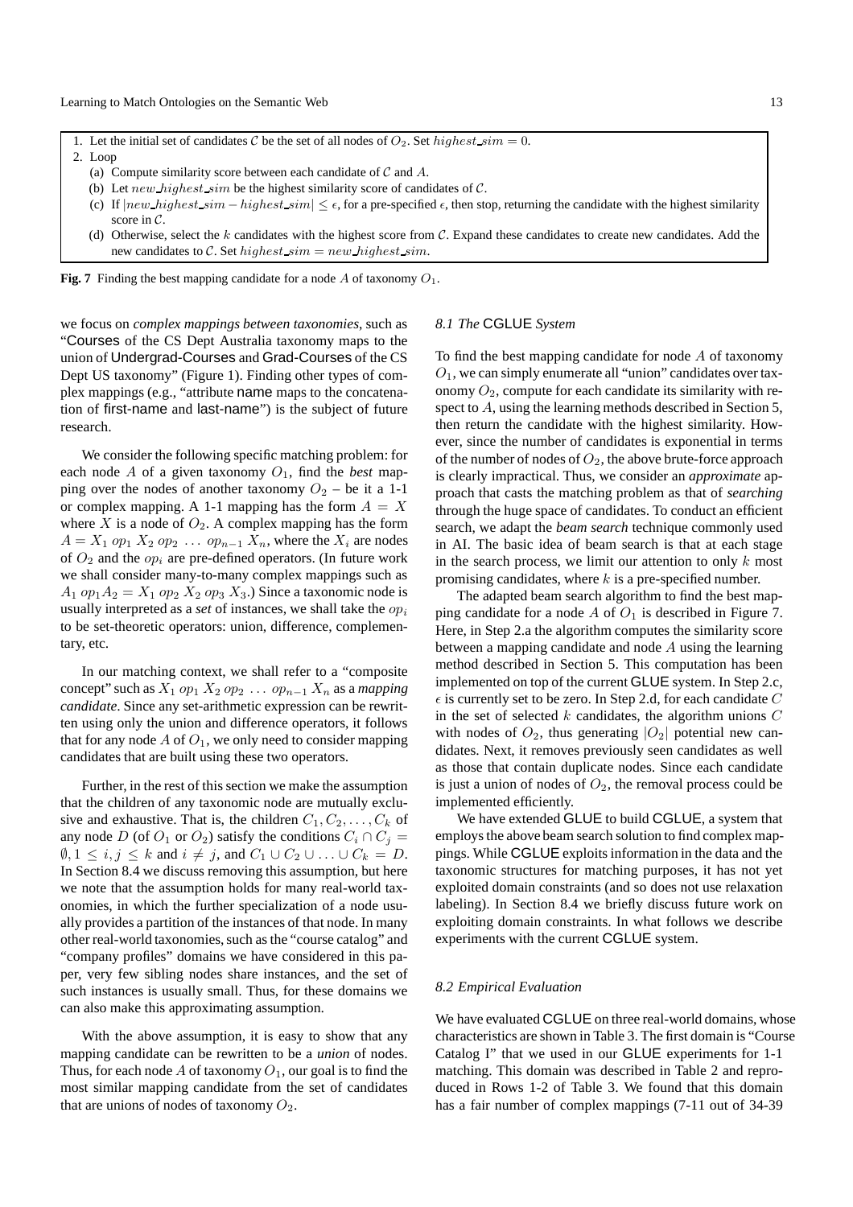1. Let the initial set of candidates $\mathcal{C}$ be the set of all nodes of $O_2$. Set $highest\_sim = 0$.
2. Loop
   (a) Compute similarity score between each candidate of $\mathcal{C}$ and $A$.
   (b) Let $new\_highest\_sim$ be the highest similarity score of candidates of $\mathcal{C}$.
   (c) If $|new\_highest\_sim - highest\_sim| \leq \epsilon$, for a pre-specified $\epsilon$, then stop, returning the candidate with the highest similarity score in $\mathcal{C}$.
   (d) Otherwise, select the $k$ candidates with the highest score from $\mathcal{C}$. Expand these candidates to create new candidates. Add the new candidates to $\mathcal{C}$. Set $highest\_sim = new\_highest\_sim$.

**Fig. 7** Finding the best mapping candidate for a node $A$ of taxonomy $O_1$.

we focus on *complex mappings between taxonomies*, such as "Courses of the CS Dept Australia taxonomy maps to the union of Undergrad-Courses and Grad-Courses of the CS Dept US taxonomy" (Figure 1). Finding other types of complex mappings (e.g., "attribute name maps to the concatenation of first-name and last-name") is the subject of future research.

We consider the following specific matching problem: for each node $A$ of a given taxonomy $O_1$, find the *best* mapping over the nodes of another taxonomy $O_2$ – be it a 1-1 or complex mapping. A 1-1 mapping has the form $A = X$ where $X$ is a node of $O_2$. A complex mapping has the form $A = X_1 \ op_1 \ X_2 \ op_2 \ \ldots \ op_{n-1} \ X_n$, where the $X_i$ are nodes of $O_2$ and the $op_i$ are pre-defined operators. (In future work we shall consider many-to-many complex mappings such as $A_1 \ op_1 A_2 = X_1 \ op_2 \ X_2 \ op_3 \ X_3$.) Since a taxonomic node is usually interpreted as a *set* of instances, we shall take the $op_i$ to be set-theoretic operators: union, difference, complementary, etc.

In our matching context, we shall refer to a "composite concept" such as $X_1 \ op_1 \ X_2 \ op_2 \ \ldots \ op_{n-1} \ X_n$ as a *mapping candidate*. Since any set-arithmetic expression can be rewritten using only the union and difference operators, it follows that for any node $A$ of $O_1$, we only need to consider mapping candidates that are built using these two operators.

Further, in the rest of this section we make the assumption that the children of any taxonomic node are mutually exclusive and exhaustive. That is, the children $C_1, C_2, \ldots, C_k$ of any node $D$ (of $O_1$ or $O_2$) satisfy the conditions $C_i \cap C_j = \emptyset, 1 \leq i, j \leq k$ and $i \neq j$, and $C_1 \cup C_2 \cup \ldots \cup C_k = D$. In Section 8.4 we discuss removing this assumption, but here we note that the assumption holds for many real-world taxonomies, in which the further specialization of a node usually provides a partition of the instances of that node. In many other real-world taxonomies, such as the "course catalog" and "company profiles" domains we have considered in this paper, very few sibling nodes share instances, and the set of such instances is usually small. Thus, for these domains we can also make this approximating assumption.

With the above assumption, it is easy to show that any mapping candidate can be rewritten to be a *union* of nodes. Thus, for each node $A$ of taxonomy $O_1$, our goal is to find the most similar mapping candidate from the set of candidates that are unions of nodes of taxonomy $O_2$.

### *8.1 The* CGLUE *System*

To find the best mapping candidate for node $A$ of taxonomy $O_1$, we can simply enumerate all "union" candidates over taxonomy $O_2$, compute for each candidate its similarity with respect to $A$, using the learning methods described in Section 5, then return the candidate with the highest similarity. However, since the number of candidates is exponential in terms of the number of nodes of $O_2$, the above brute-force approach is clearly impractical. Thus, we consider an *approximate* approach that casts the matching problem as that of *searching* through the huge space of candidates. To conduct an efficient search, we adapt the *beam search* technique commonly used in AI. The basic idea of beam search is that at each stage in the search process, we limit our attention to only $k$ most promising candidates, where $k$ is a pre-specified number.

The adapted beam search algorithm to find the best mapping candidate for a node $A$ of $O_1$ is described in Figure 7. Here, in Step 2.a the algorithm computes the similarity score between a mapping candidate and node $A$ using the learning method described in Section 5. This computation has been implemented on top of the current GLUE system. In Step 2.c, $\epsilon$ is currently set to be zero. In Step 2.d, for each candidate $C$ in the set of selected $k$ candidates, the algorithm unions $C$ with nodes of $O_2$, thus generating $|O_2|$ potential new candidates. Next, it removes previously seen candidates as well as those that contain duplicate nodes. Since each candidate is just a union of nodes of $O_2$, the removal process could be implemented efficiently.

We have extended GLUE to build CGLUE, a system that employs the above beam search solution to find complex mappings. While CGLUE exploits information in the data and the taxonomic structures for matching purposes, it has not yet exploited domain constraints (and so does not use relaxation labeling). In Section 8.4 we briefly discuss future work on exploiting domain constraints. In what follows we describe experiments with the current CGLUE system.

### *8.2 Empirical Evaluation*

We have evaluated CGLUE on three real-world domains, whose characteristics are shown in Table 3. The first domain is "Course Catalog I" that we used in our GLUE experiments for 1-1 matching. This domain was described in Table 2 and reproduced in Rows 1-2 of Table 3. We found that this domain has a fair number of complex mappings (7-11 out of 34-39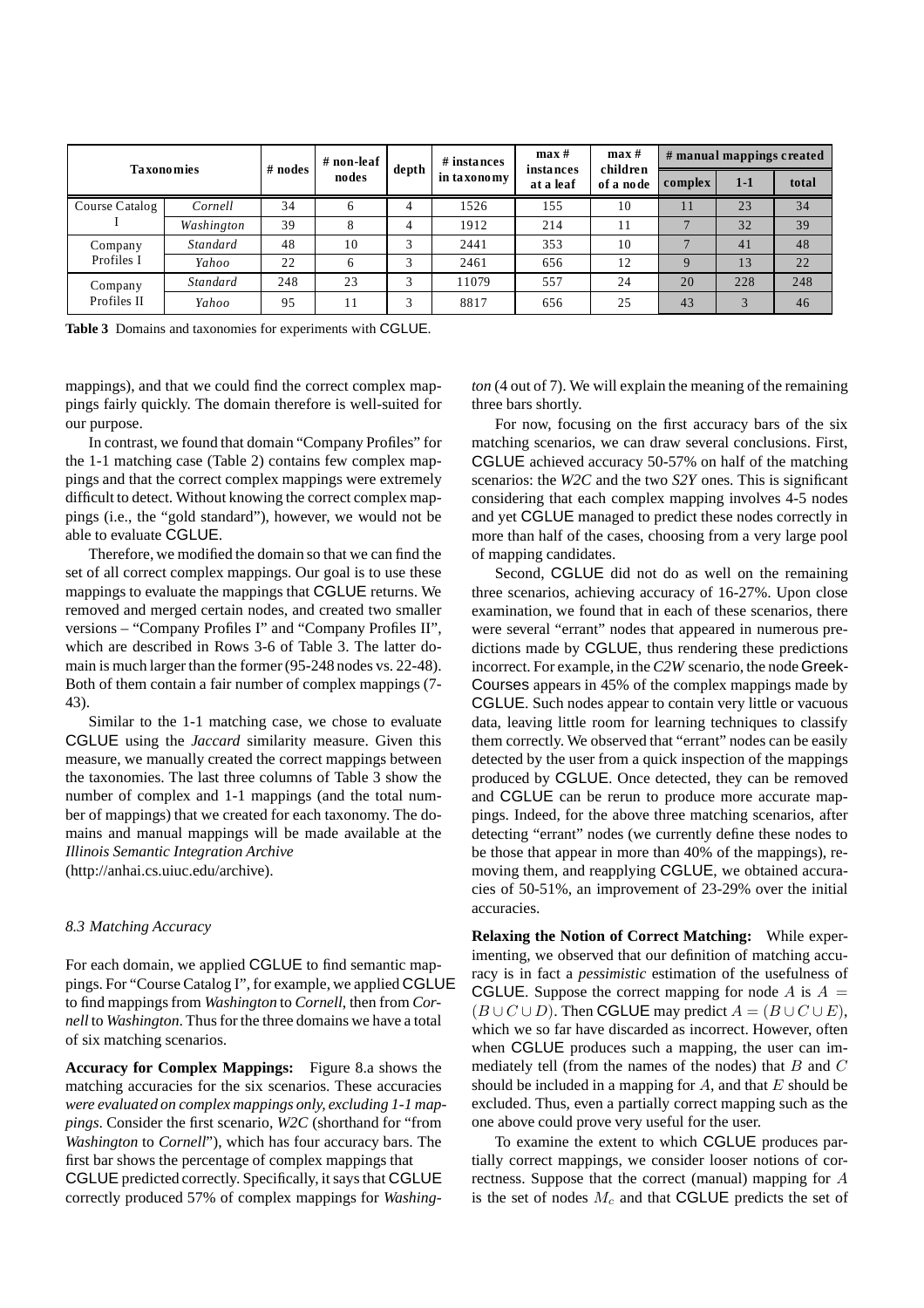| Taxonomies | | # nodes | # non-leaf nodes | depth | # instances in taxonomy | max # instances at a leaf | max # children of a node | # manual mappings created | | |
|---|---|---|---|---|---|---|---|---|---|---|
| | | | | | | | | complex | 1-1 | total |
| Course Catalog I | *Cornell* | 34 | 6 | 4 | 1526 | 155 | 10 | 11 | 23 | 34 |
| | *Washington* | 39 | 8 | 4 | 1912 | 214 | 11 | 7 | 32 | 39 |
| Company Profiles I | *Standard* | 48 | 10 | 3 | 2441 | 353 | 10 | 7 | 41 | 48 |
| | *Yahoo* | 22 | 6 | 3 | 2461 | 656 | 12 | 9 | 13 | 22 |
| Company Profiles II | *Standard* | 248 | 23 | 3 | 11079 | 557 | 24 | 20 | 228 | 248 |
| | *Yahoo* | 95 | 11 | 3 | 8817 | 656 | 25 | 43 | 3 | 46 |

**Table 3** Domains and taxonomies for experiments with CGLUE.

mappings), and that we could find the correct complex mappings fairly quickly. The domain therefore is well-suited for our purpose.

In contrast, we found that domain "Company Profiles" for the 1-1 matching case (Table 2) contains few complex mappings and that the correct complex mappings were extremely difficult to detect. Without knowing the correct complex mappings (i.e., the "gold standard"), however, we would not be able to evaluate CGLUE.

Therefore, we modified the domain so that we can find the set of all correct complex mappings. Our goal is to use these mappings to evaluate the mappings that CGLUE returns. We removed and merged certain nodes, and created two smaller versions – "Company Profiles I" and "Company Profiles II", which are described in Rows 3-6 of Table 3. The latter domain is much larger than the former (95-248 nodes vs. 22-48). Both of them contain a fair number of complex mappings (7-43).

Similar to the 1-1 matching case, we chose to evaluate CGLUE using the *Jaccard* similarity measure. Given this measure, we manually created the correct mappings between the taxonomies. The last three columns of Table 3 show the number of complex and 1-1 mappings (and the total number of mappings) that we created for each taxonomy. The domains and manual mappings will be made available at the *Illinois Semantic Integration Archive* (http://anhai.cs.uiuc.edu/archive).

### *8.3 Matching Accuracy*

For each domain, we applied CGLUE to find semantic mappings. For "Course Catalog I", for example, we applied CGLUE to find mappings from *Washington* to *Cornell*, then from *Cornell* to *Washington*. Thus for the three domains we have a total of six matching scenarios.

**Accuracy for Complex Mappings:** Figure 8.a shows the matching accuracies for the six scenarios. These accuracies *were evaluated on complex mappings only, excluding 1-1 mappings*. Consider the first scenario, *W2C* (shorthand for "from *Washington* to *Cornell*"), which has four accuracy bars. The first bar shows the percentage of complex mappings that CGLUE predicted correctly. Specifically, it says that CGLUE correctly produced 57% of complex mappings for *Washington* (4 out of 7). We will explain the meaning of the remaining three bars shortly.

For now, focusing on the first accuracy bars of the six matching scenarios, we can draw several conclusions. First, CGLUE achieved accuracy 50-57% on half of the matching scenarios: the *W2C* and the two *S2Y* ones. This is significant considering that each complex mapping involves 4-5 nodes and yet CGLUE managed to predict these nodes correctly in more than half of the cases, choosing from a very large pool of mapping candidates.

Second, CGLUE did not do as well on the remaining three scenarios, achieving accuracy of 16-27%. Upon close examination, we found that in each of these scenarios, there were several "errant" nodes that appeared in numerous predictions made by CGLUE, thus rendering these predictions incorrect. For example, in the *C2W* scenario, the node Greek-Courses appears in 45% of the complex mappings made by CGLUE. Such nodes appear to contain very little or vacuous data, leaving little room for learning techniques to classify them correctly. We observed that "errant" nodes can be easily detected by the user from a quick inspection of the mappings produced by CGLUE. Once detected, they can be removed and CGLUE can be rerun to produce more accurate mappings. Indeed, for the above three matching scenarios, after detecting "errant" nodes (we currently define these nodes to be those that appear in more than 40% of the mappings), removing them, and reapplying CGLUE, we obtained accuracies of 50-51%, an improvement of 23-29% over the initial accuracies.

**Relaxing the Notion of Correct Matching:** While experimenting, we observed that our definition of matching accuracy is in fact a *pessimistic* estimation of the usefulness of CGLUE. Suppose the correct mapping for node $A$ is $A = (B \cup C \cup D)$. Then CGLUE may predict $A = (B \cup C \cup E)$, which we so far have discarded as incorrect. However, often when CGLUE produces such a mapping, the user can immediately tell (from the names of the nodes) that $B$ and $C$ should be included in a mapping for $A$, and that $E$ should be excluded. Thus, even a partially correct mapping such as the one above could prove very useful for the user.

To examine the extent to which CGLUE produces partially correct mappings, we consider looser notions of correctness. Suppose that the correct (manual) mapping for $A$ is the set of nodes $M_c$ and that CGLUE predicts the set of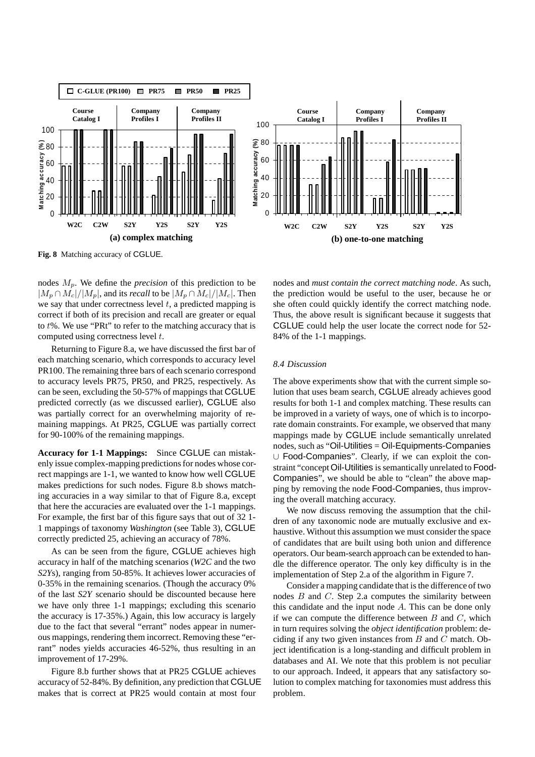**Fig. 8** Matching accuracy of CGLUE.

nodes $M_p$. We define the *precision* of this prediction to be $|M_p \cap M_c|/|M_p|$, and its *recall* to be $|M_p \cap M_c|/|M_c|$. Then we say that under correctness level $t$, a predicted mapping is correct if both of its precision and recall are greater or equal to $t$%. We use "PRt" to refer to the matching accuracy that is computed using correctness level $t$.

Returning to Figure 8.a, we have discussed the first bar of each matching scenario, which corresponds to accuracy level PR100. The remaining three bars of each scenario correspond to accuracy levels PR75, PR50, and PR25, respectively. As can be seen, excluding the 50-57% of mappings that CGLUE predicted correctly (as we discussed earlier), CGLUE also was partially correct for an overwhelming majority of remaining mappings. At PR25, CGLUE was partially correct for 90-100% of the remaining mappings.

**Accuracy for 1-1 Mappings:** Since CGLUE can mistakenly issue complex-mapping predictions for nodes whose correct mappings are 1-1, we wanted to know how well CGLUE makes predictions for such nodes. Figure 8.b shows matching accuracies in a way similar to that of Figure 8.a, except that here the accuracies are evaluated over the 1-1 mappings. For example, the first bar of this figure says that out of 32 1-1 mappings of taxonomy *Washington* (see Table 3), CGLUE correctly predicted 25, achieving an accuracy of 78%.

As can be seen from the figure, CGLUE achieves high accuracy in half of the matching scenarios (*W2C* and the two *S2Y*s), ranging from 50-85%. It achieves lower accuracies of 0-35% in the remaining scenarios. (Though the accuracy 0% of the last *S2Y* scenario should be discounted because here we have only three 1-1 mappings; excluding this scenario the accuracy is 17-35%.) Again, this low accuracy is largely due to the fact that several "errant" nodes appear in numerous mappings, rendering them incorrect. Removing these "errant" nodes yields accuracies 46-52%, thus resulting in an improvement of 17-29%.

Figure 8.b further shows that at PR25 CGLUE achieves accuracy of 52-84%. By definition, any prediction that CGLUE makes that is correct at PR25 would contain at most four nodes and *must contain the correct matching node*. As such, the prediction would be useful to the user, because he or she often could quickly identify the correct matching node. Thus, the above result is significant because it suggests that CGLUE could help the user locate the correct node for 52-84% of the 1-1 mappings.

### *8.4 Discussion*

The above experiments show that with the current simple solution that uses beam search, CGLUE already achieves good results for both 1-1 and complex matching. These results can be improved in a variety of ways, one of which is to incorporate domain constraints. For example, we observed that many mappings made by CGLUE include semantically unrelated nodes, such as "Oil-Utilities = Oil-Equipments-Companies $\cup$ Food-Companies". Clearly, if we can exploit the constraint "concept Oil-Utilities is semantically unrelated to Food-Companies", we should be able to "clean" the above mapping by removing the node Food-Companies, thus improving the overall matching accuracy.

We now discuss removing the assumption that the children of any taxonomic node are mutually exclusive and exhaustive. Without this assumption we must consider the space of candidates that are built using both union and difference operators. Our beam-search approach can be extended to handle the difference operator. The only key difficulty is in the implementation of Step 2.a of the algorithm in Figure 7.

Consider a mapping candidate that is the difference of two nodes $B$ and $C$. Step 2.a computes the similarity between this candidate and the input node $A$. This can be done only if we can compute the difference between $B$ and $C$, which in turn requires solving the *object identification* problem: deciding if any two given instances from $B$ and $C$ match. Object identification is a long-standing and difficult problem in databases and AI. We note that this problem is not peculiar to our approach. Indeed, it appears that any satisfactory solution to complex matching for taxonomies must address this problem.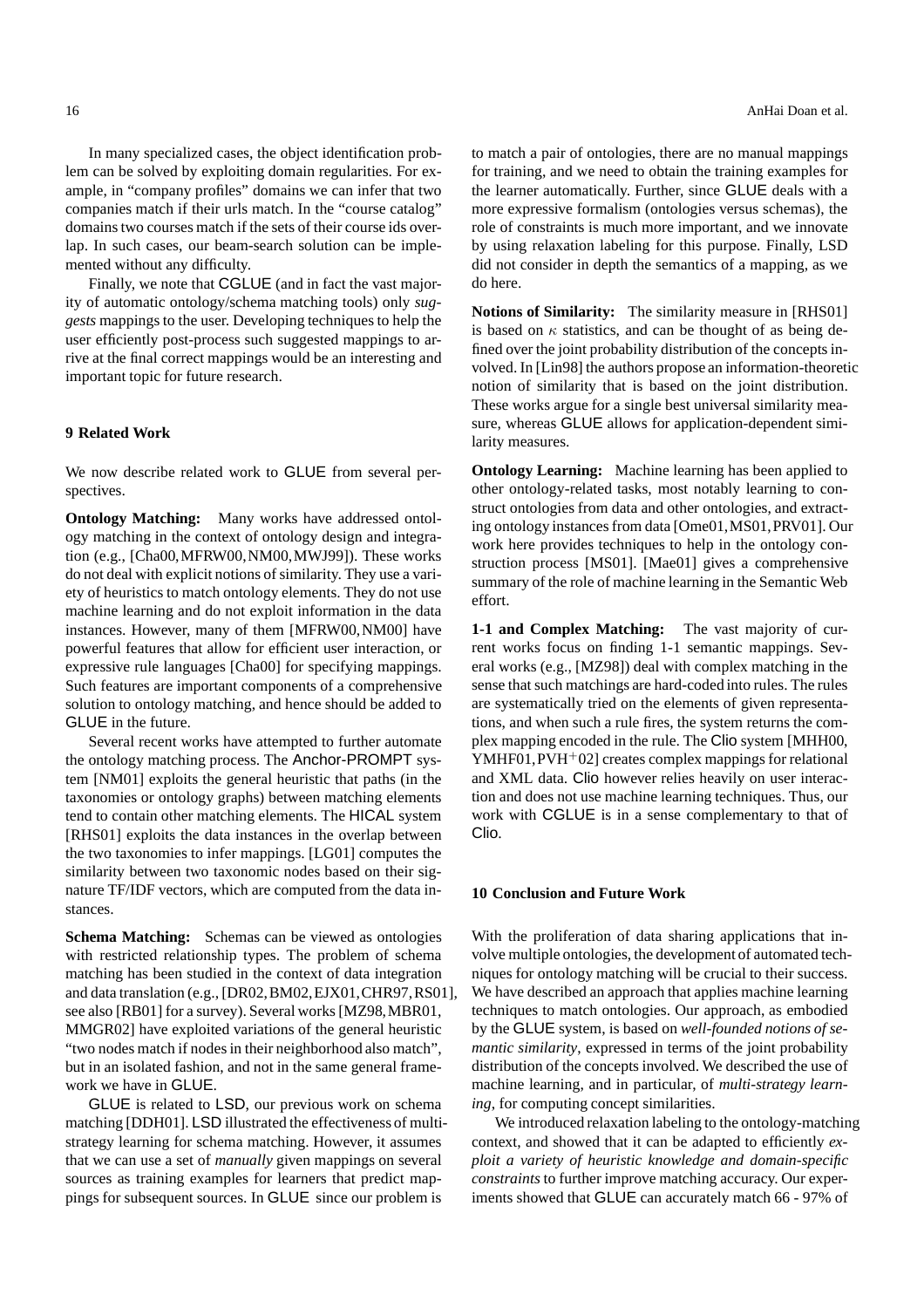In many specialized cases, the object identification problem can be solved by exploiting domain regularities. For example, in "company profiles" domains we can infer that two companies match if their urls match. In the "course catalog" domains two courses match if the sets of their course ids overlap. In such cases, our beam-search solution can be implemented without any difficulty.

Finally, we note that CGLUE (and in fact the vast majority of automatic ontology/schema matching tools) only *suggests* mappings to the user. Developing techniques to help the user efficiently post-process such suggested mappings to arrive at the final correct mappings would be an interesting and important topic for future research.

## 9 Related Work

We now describe related work to GLUE from several perspectives.

**Ontology Matching:** Many works have addressed ontology matching in the context of ontology design and integration (e.g., [Cha00,MFRW00,NM00,MWJ99]). These works do not deal with explicit notions of similarity. They use a variety of heuristics to match ontology elements. They do not use machine learning and do not exploit information in the data instances. However, many of them [MFRW00,NM00] have powerful features that allow for efficient user interaction, or expressive rule languages [Cha00] for specifying mappings. Such features are important components of a comprehensive solution to ontology matching, and hence should be added to GLUE in the future.

Several recent works have attempted to further automate the ontology matching process. The Anchor-PROMPT system [NM01] exploits the general heuristic that paths (in the taxonomies or ontology graphs) between matching elements tend to contain other matching elements. The HICAL system [RHS01] exploits the data instances in the overlap between the two taxonomies to infer mappings. [LG01] computes the similarity between two taxonomic nodes based on their signature TF/IDF vectors, which are computed from the data instances.

**Schema Matching:** Schemas can be viewed as ontologies with restricted relationship types. The problem of schema matching has been studied in the context of data integration and data translation (e.g., [DR02,BM02,EJX01,CHR97,RS01], see also [RB01] for a survey). Several works [MZ98,MBR01, MMGR02] have exploited variations of the general heuristic "two nodes match if nodes in their neighborhood also match", but in an isolated fashion, and not in the same general framework we have in GLUE.

GLUE is related to LSD, our previous work on schema matching [DDH01]. LSD illustrated the effectiveness of multi-strategy learning for schema matching. However, it assumes that we can use a set of *manually* given mappings on several sources as training examples for learners that predict mappings for subsequent sources. In GLUE since our problem is to match a pair of ontologies, there are no manual mappings for training, and we need to obtain the training examples for the learner automatically. Further, since GLUE deals with a more expressive formalism (ontologies versus schemas), the role of constraints is much more important, and we innovate by using relaxation labeling for this purpose. Finally, LSD did not consider in depth the semantics of a mapping, as we do here.

**Notions of Similarity:** The similarity measure in [RHS01] is based on $\kappa$ statistics, and can be thought of as being defined over the joint probability distribution of the concepts involved. In [Lin98] the authors propose an information-theoretic notion of similarity that is based on the joint distribution. These works argue for a single best universal similarity measure, whereas GLUE allows for application-dependent similarity measures.

**Ontology Learning:** Machine learning has been applied to other ontology-related tasks, most notably learning to construct ontologies from data and other ontologies, and extracting ontology instances from data [Ome01,MS01,PRV01]. Our work here provides techniques to help in the ontology construction process [MS01]. [Mae01] gives a comprehensive summary of the role of machine learning in the Semantic Web effort.

**1-1 and Complex Matching:** The vast majority of current works focus on finding 1-1 semantic mappings. Several works (e.g., [MZ98]) deal with complex matching in the sense that such matchings are hard-coded into rules. The rules are systematically tried on the elements of given representations, and when such a rule fires, the system returns the complex mapping encoded in the rule. The Clio system [MHH00, YMHF01,PVH+02] creates complex mappings for relational and XML data. Clio however relies heavily on user interaction and does not use machine learning techniques. Thus, our work with CGLUE is in a sense complementary to that of Clio.

## 10 Conclusion and Future Work

With the proliferation of data sharing applications that involve multiple ontologies, the development of automated techniques for ontology matching will be crucial to their success. We have described an approach that applies machine learning techniques to match ontologies. Our approach, as embodied by the GLUE system, is based on *well-founded notions of semantic similarity*, expressed in terms of the joint probability distribution of the concepts involved. We described the use of machine learning, and in particular, of *multi-strategy learning*, for computing concept similarities.

We introduced relaxation labeling to the ontology-matching context, and showed that it can be adapted to efficiently *exploit a variety of heuristic knowledge and domain-specific constraints* to further improve matching accuracy. Our experiments showed that GLUE can accurately match 66 - 97% of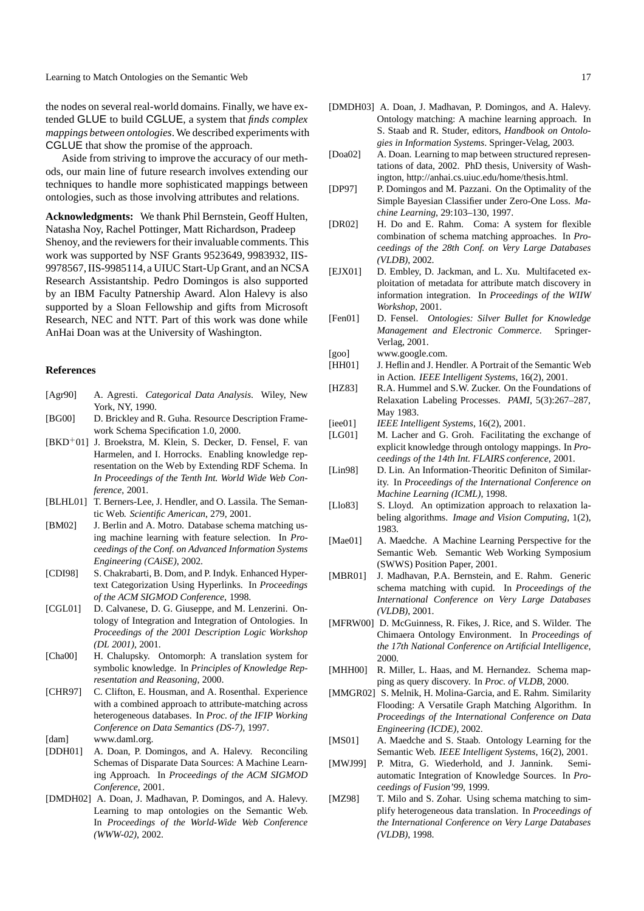the nodes on several real-world domains. Finally, we have extended GLUE to build CGLUE, a system that *finds complex mappings between ontologies*. We described experiments with CGLUE that show the promise of the approach.

Aside from striving to improve the accuracy of our methods, our main line of future research involves extending our techniques to handle more sophisticated mappings between ontologies, such as those involving attributes and relations.

**Acknowledgments:** We thank Phil Bernstein, Geoff Hulten, Natasha Noy, Rachel Pottinger, Matt Richardson, Pradeep Shenoy, and the reviewers for their invaluable comments. This work was supported by NSF Grants 9523649, 9983932, IIS-9978567, IIS-9985114, a UIUC Start-Up Grant, and an NCSA Research Assistantship. Pedro Domingos is also supported by an IBM Faculty Patnership Award. Alon Halevy is also supported by a Sloan Fellowship and gifts from Microsoft Research, NEC and NTT. Part of this work was done while AnHai Doan was at the University of Washington.

### References

- [Agr90] A. Agresti. *Categorical Data Analysis*. Wiley, New York, NY, 1990.
- [BG00] D. Brickley and R. Guha. Resource Description Framework Schema Specification 1.0, 2000.
- [BKD+01] J. Broekstra, M. Klein, S. Decker, D. Fensel, F. van Harmelen, and I. Horrocks. Enabling knowledge representation on the Web by Extending RDF Schema. In *In Proceedings of the Tenth Int. World Wide Web Conference*, 2001.
- [BLHL01] T. Berners-Lee, J. Hendler, and O. Lassila. The Semantic Web. *Scientific American*, 279, 2001.
- [BM02] J. Berlin and A. Motro. Database schema matching using machine learning with feature selection. In *Proceedings of the Conf. on Advanced Information Systems Engineering (CAiSE)*, 2002.
- [CDI98] S. Chakrabarti, B. Dom, and P. Indyk. Enhanced Hypertext Categorization Using Hyperlinks. In *Proceedings of the ACM SIGMOD Conference*, 1998.
- [CGL01] D. Calvanese, D. G. Giuseppe, and M. Lenzerini. Ontology of Integration and Integration of Ontologies. In *Proceedings of the 2001 Description Logic Workshop (DL 2001)*, 2001.
- [Cha00] H. Chalupsky. Ontomorph: A translation system for symbolic knowledge. In *Principles of Knowledge Representation and Reasoning*, 2000.
- [CHR97] C. Clifton, E. Housman, and A. Rosenthal. Experience with a combined approach to attribute-matching across heterogeneous databases. In *Proc. of the IFIP Working Conference on Data Semantics (DS-7)*, 1997.
- [dam] www.daml.org.
- [DDH01] A. Doan, P. Domingos, and A. Halevy. Reconciling Schemas of Disparate Data Sources: A Machine Learning Approach. In *Proceedings of the ACM SIGMOD Conference*, 2001.
- [DMDH02] A. Doan, J. Madhavan, P. Domingos, and A. Halevy. Learning to map ontologies on the Semantic Web. In *Proceedings of the World-Wide Web Conference (WWW-02)*, 2002.
- [DMDH03] A. Doan, J. Madhavan, P. Domingos, and A. Halevy. Ontology matching: A machine learning approach. In S. Staab and R. Studer, editors, *Handbook on Ontologies in Information Systems*. Springer-Velag, 2003.
- [Doa02] A. Doan. Learning to map between structured representations of data, 2002. PhD thesis, University of Washington, http://anhai.cs.uiuc.edu/home/thesis.html.
- [DP97] P. Domingos and M. Pazzani. On the Optimality of the Simple Bayesian Classifier under Zero-One Loss. *Machine Learning*, 29:103–130, 1997.
- [DR02] H. Do and E. Rahm. Coma: A system for flexible combination of schema matching approaches. In *Proceedings of the 28th Conf. on Very Large Databases (VLDB)*, 2002.
- [EJX01] D. Embley, D. Jackman, and L. Xu. Multifaceted exploitation of metadata for attribute match discovery in information integration. In *Proceedings of the WIIW Workshop*, 2001.
- [Fen01] D. Fensel. *Ontologies: Silver Bullet for Knowledge Management and Electronic Commerce*. Springer-Verlag, 2001.
- [goo] www.google.com.
- [HH01] J. Heflin and J. Hendler. A Portrait of the Semantic Web in Action. *IEEE Intelligent Systems*, 16(2), 2001.
- [HZ83] R.A. Hummel and S.W. Zucker. On the Foundations of Relaxation Labeling Processes. *PAMI*, 5(3):267–287, May 1983.
- [iee01] *IEEE Intelligent Systems*, 16(2), 2001.
- [LG01] M. Lacher and G. Groh. Facilitating the exchange of explicit knowledge through ontology mappings. In *Proceedings of the 14th Int. FLAIRS conference*, 2001.
- [Lin98] D. Lin. An Information-Theoritic Definiton of Similarity. In *Proceedings of the International Conference on Machine Learning (ICML)*, 1998.
- [Llo83] S. Lloyd. An optimization approach to relaxation labeling algorithms. *Image and Vision Computing*, 1(2), 1983.
- [Mae01] A. Maedche. A Machine Learning Perspective for the Semantic Web. Semantic Web Working Symposium (SWWS) Position Paper, 2001.
- [MBR01] J. Madhavan, P.A. Bernstein, and E. Rahm. Generic schema matching with cupid. In *Proceedings of the International Conference on Very Large Databases (VLDB)*, 2001.
- [MFRW00] D. McGuinness, R. Fikes, J. Rice, and S. Wilder. The Chimaera Ontology Environment. In *Proceedings of the 17th National Conference on Artificial Intelligence*, 2000.
- [MHH00] R. Miller, L. Haas, and M. Hernandez. Schema mapping as query discovery. In *Proc. of VLDB*, 2000.
- [MMGR02] S. Melnik, H. Molina-Garcia, and E. Rahm. Similarity Flooding: A Versatile Graph Matching Algorithm. In *Proceedings of the International Conference on Data Engineering (ICDE)*, 2002.
- [MS01] A. Maedche and S. Staab. Ontology Learning for the Semantic Web. *IEEE Intelligent Systems*, 16(2), 2001.
- [MWJ99] P. Mitra, G. Wiederhold, and J. Jannink. Semi-automatic Integration of Knowledge Sources. In *Proceedings of Fusion'99*, 1999.
- [MZ98] T. Milo and S. Zohar. Using schema matching to simplify heterogeneous data translation. In *Proceedings of the International Conference on Very Large Databases (VLDB)*, 1998.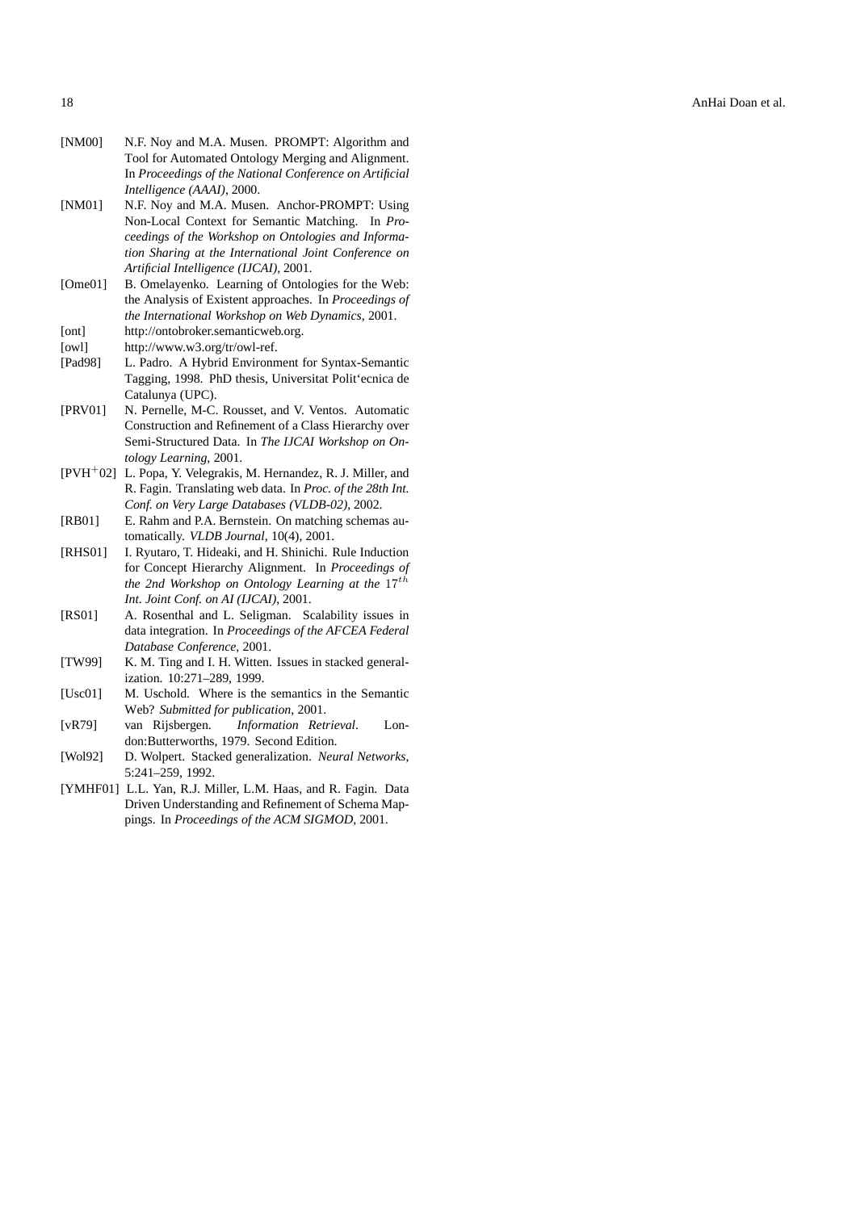[NM00] N.F. Noy and M.A. Musen. PROMPT: Algorithm and Tool for Automated Ontology Merging and Alignment. In *Proceedings of the National Conference on Artificial Intelligence (AAAI)*, 2000.

[NM01] N.F. Noy and M.A. Musen. Anchor-PROMPT: Using Non-Local Context for Semantic Matching. In *Proceedings of the Workshop on Ontologies and Information Sharing at the International Joint Conference on Artificial Intelligence (IJCAI)*, 2001.

[Ome01] B. Omelayenko. Learning of Ontologies for the Web: the Analysis of Existent approaches. In *Proceedings of the International Workshop on Web Dynamics*, 2001.

[ont] http://ontobroker.semanticweb.org.

[owl] http://www.w3.org/tr/owl-ref.

[Pad98] L. Padro. A Hybrid Environment for Syntax-Semantic Tagging, 1998. PhD thesis, Universitat Polit'ecnica de Catalunya (UPC).

[PRV01] N. Pernelle, M-C. Rousset, and V. Ventos. Automatic Construction and Refinement of a Class Hierarchy over Semi-Structured Data. In *The IJCAI Workshop on Ontology Learning*, 2001.

[PVH+02] L. Popa, Y. Velegrakis, M. Hernandez, R. J. Miller, and R. Fagin. Translating web data. In *Proc. of the 28th Int. Conf. on Very Large Databases (VLDB-02)*, 2002.

[RB01] E. Rahm and P.A. Bernstein. On matching schemas automatically. *VLDB Journal*, 10(4), 2001.

[RHS01] I. Ryutaro, T. Hideaki, and H. Shinichi. Rule Induction for Concept Hierarchy Alignment. In *Proceedings of the 2nd Workshop on Ontology Learning at the $17^{th}$ Int. Joint Conf. on AI (IJCAI)*, 2001.

[RS01] A. Rosenthal and L. Seligman. Scalability issues in data integration. In *Proceedings of the AFCEA Federal Database Conference*, 2001.

[TW99] K. M. Ting and I. H. Witten. Issues in stacked generalization. 10:271–289, 1999.

[Usc01] M. Uschold. Where is the semantics in the Semantic Web? *Submitted for publication*, 2001.

[vR79] van Rijsbergen. *Information Retrieval*. London:Butterworths, 1979. Second Edition.

[Wol92] D. Wolpert. Stacked generalization. *Neural Networks*, 5:241–259, 1992.

[YMHF01] L.L. Yan, R.J. Miller, L.M. Haas, and R. Fagin. Data Driven Understanding and Refinement of Schema Mappings. In *Proceedings of the ACM SIGMOD*, 2001.